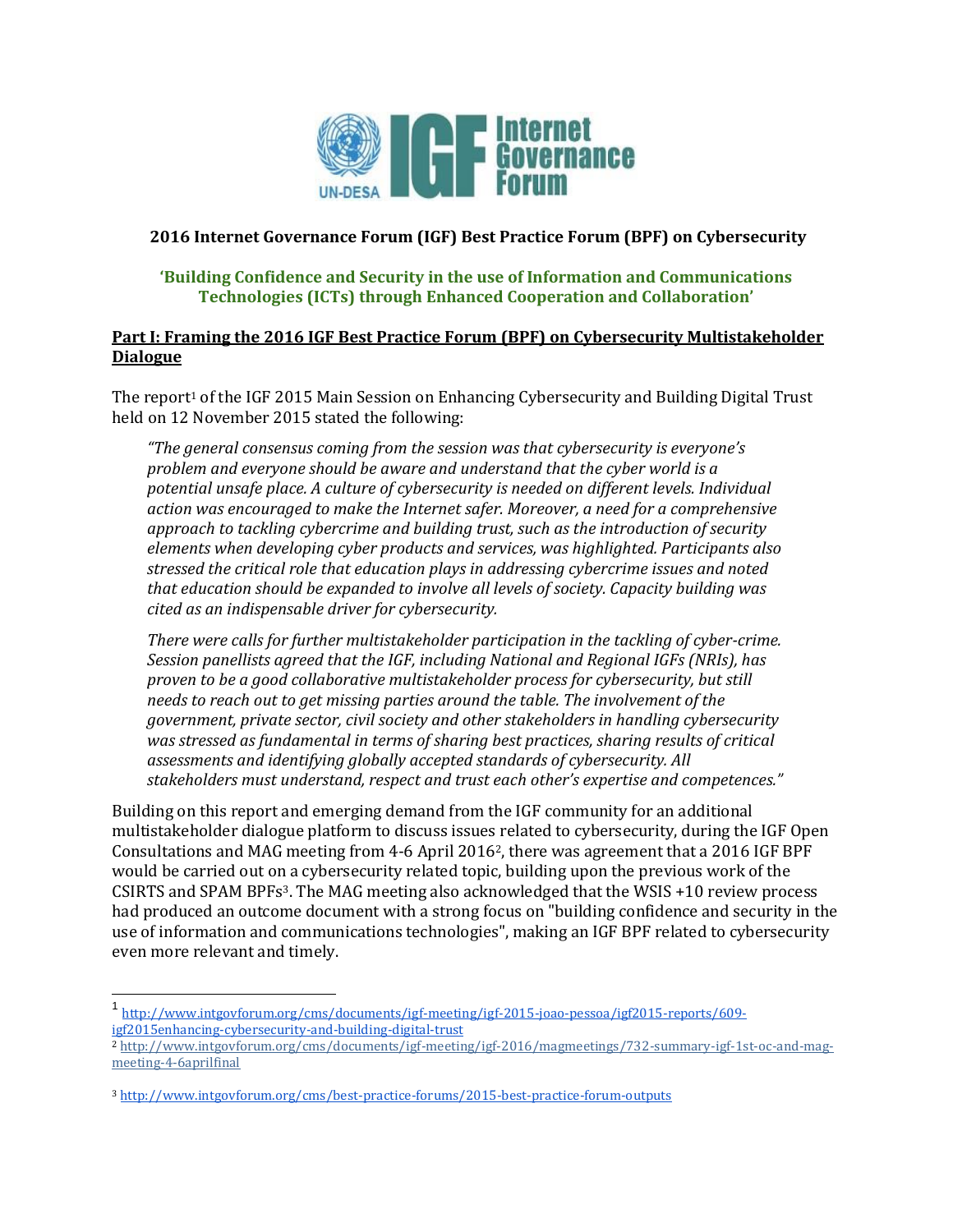# 2016 Internet Governance Forum (IGF) Best Practice Forum (BPF) on Cybersecurity

## 'Building Confidence and Security in the use of Information and Communications Technologies (ICTs) through Enhanced Cooperation and Collaboration'

## Part I: Framing the 2016 IGF Best Practice Forum (BPF) on Cybersecurity Multistakeholder Dialogue

The report[1] of the IGF 2015 Main Session on Enhancing Cybersecurity and Building Digital Trust held on 12 November 2015 stated the following:

> *"The general consensus coming from the session was that cybersecurity is everyone's problem and everyone should be aware and understand that the cyber world is a potential unsafe place. A culture of cybersecurity is needed on different levels. Individual action was encouraged to make the Internet safer. Moreover, a need for a comprehensive approach to tackling cybercrime and building trust, such as the introduction of security elements when developing cyber products and services, was highlighted. Participants also stressed the critical role that education plays in addressing cybercrime issues and noted that education should be expanded to involve all levels of society. Capacity building was cited as an indispensable driver for cybersecurity.*
>
> *There were calls for further multistakeholder participation in the tackling of cyber-crime. Session panellists agreed that the IGF, including National and Regional IGFs (NRIs), has proven to be a good collaborative multistakeholder process for cybersecurity, but still needs to reach out to get missing parties around the table. The involvement of the government, private sector, civil society and other stakeholders in handling cybersecurity was stressed as fundamental in terms of sharing best practices, sharing results of critical assessments and identifying globally accepted standards of cybersecurity. All stakeholders must understand, respect and trust each other's expertise and competences."*

Building on this report and emerging demand from the IGF community for an additional multistakeholder dialogue platform to discuss issues related to cybersecurity, during the IGF Open Consultations and MAG meeting from 4-6 April 2016[2], there was agreement that a 2016 IGF BPF would be carried out on a cybersecurity related topic, building upon the previous work of the CSIRTS and SPAM BPFs[3]. The MAG meeting also acknowledged that the WSIS +10 review process had produced an outcome document with a strong focus on "building confidence and security in the use of information and communications technologies", making an IGF BPF related to cybersecurity even more relevant and timely.

---

[1] http://www.intgovforum.org/cms/documents/igf-meeting/igf-2015-joao-pessoa/igf2015-reports/609-igf2015enhancing-cybersecurity-and-building-digital-trust

[2] http://www.intgovforum.org/cms/documents/igf-meeting/igf-2016/magmeetings/732-summary-igf-1st-oc-and-mag-meeting-4-6aprilfinal

[3] http://www.intgovforum.org/cms/best-practice-forums/2015-best-practice-forum-outputs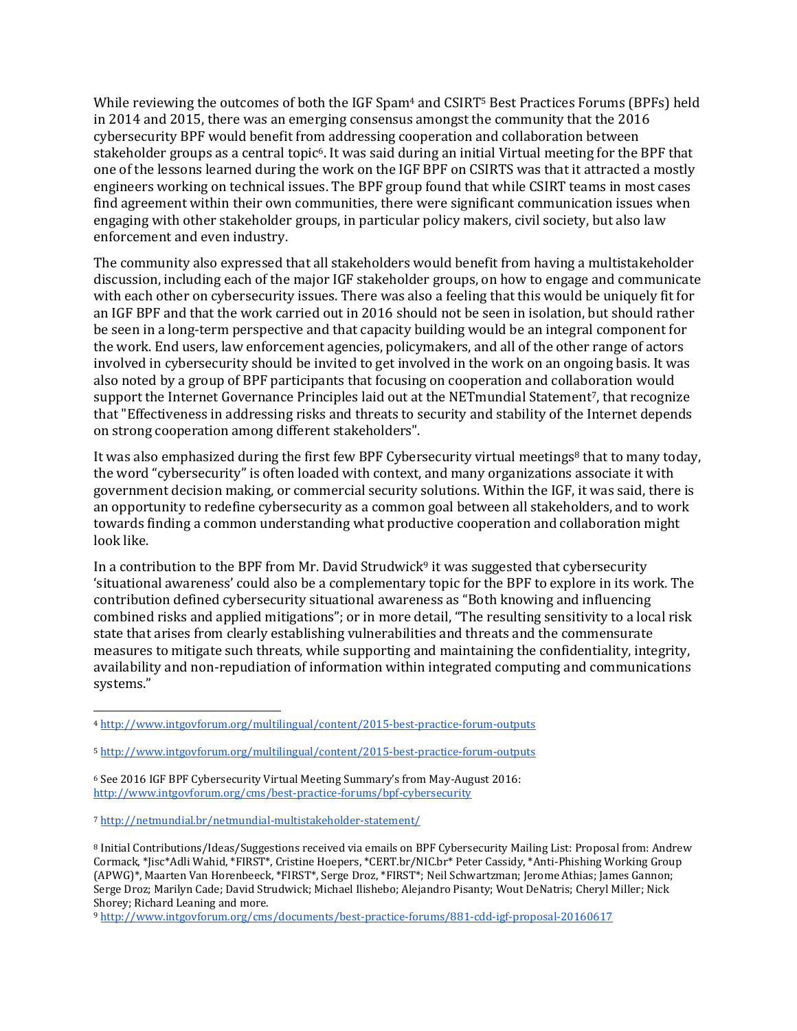While reviewing the outcomes of both the IGF Spam[4] and CSIRT[5] Best Practices Forums (BPFs) held in 2014 and 2015, there was an emerging consensus amongst the community that the 2016 cybersecurity BPF would benefit from addressing cooperation and collaboration between stakeholder groups as a central topic[6]. It was said during an initial Virtual meeting for the BPF that one of the lessons learned during the work on the IGF BPF on CSIRTS was that it attracted a mostly engineers working on technical issues. The BPF group found that while CSIRT teams in most cases find agreement within their own communities, there were significant communication issues when engaging with other stakeholder groups, in particular policy makers, civil society, but also law enforcement and even industry.

The community also expressed that all stakeholders would benefit from having a multistakeholder discussion, including each of the major IGF stakeholder groups, on how to engage and communicate with each other on cybersecurity issues. There was also a feeling that this would be uniquely fit for an IGF BPF and that the work carried out in 2016 should not be seen in isolation, but should rather be seen in a long-term perspective and that capacity building would be an integral component for the work. End users, law enforcement agencies, policymakers, and all of the other range of actors involved in cybersecurity should be invited to get involved in the work on an ongoing basis. It was also noted by a group of BPF participants that focusing on cooperation and collaboration would support the Internet Governance Principles laid out at the NETmundial Statement[7], that recognize that "Effectiveness in addressing risks and threats to security and stability of the Internet depends on strong cooperation among different stakeholders".

It was also emphasized during the first few BPF Cybersecurity virtual meetings[8] that to many today, the word "cybersecurity" is often loaded with context, and many organizations associate it with government decision making, or commercial security solutions. Within the IGF, it was said, there is an opportunity to redefine cybersecurity as a common goal between all stakeholders, and to work towards finding a common understanding what productive cooperation and collaboration might look like.

In a contribution to the BPF from Mr. David Strudwick[9] it was suggested that cybersecurity 'situational awareness' could also be a complementary topic for the BPF to explore in its work. The contribution defined cybersecurity situational awareness as "Both knowing and influencing combined risks and applied mitigations"; or in more detail, "The resulting sensitivity to a local risk state that arises from clearly establishing vulnerabilities and threats and the commensurate measures to mitigate such threats, while supporting and maintaining the confidentiality, integrity, availability and non-repudiation of information within integrated computing and communications systems."

---

[4] http://www.intgovforum.org/multilingual/content/2015-best-practice-forum-outputs

[5] http://www.intgovforum.org/multilingual/content/2015-best-practice-forum-outputs

[6] See 2016 IGF BPF Cybersecurity Virtual Meeting Summary's from May-August 2016: http://www.intgovforum.org/cms/best-practice-forums/bpf-cybersecurity

[7] http://netmundial.br/netmundial-multistakeholder-statement/

[8] Initial Contributions/Ideas/Suggestions received via emails on BPF Cybersecurity Mailing List: Proposal from: Andrew Cormack, *Jisc*Adli Wahid, *FIRST*, Cristine Hoepers, *CERT.br/NIC.br* Peter Cassidy, *Anti-Phishing Working Group (APWG)*, Maarten Van Horenbeeck, *FIRST*, Serge Droz, *FIRST*; Neil Schwartzman; Jerome Athias; James Gannon; Serge Droz; Marilyn Cade; David Strudwick; Michael Ilishebo; Alejandro Pisanty; Wout DeNatris; Cheryl Miller; Nick Shorey; Richard Leaning and more.

[9] http://www.intgovforum.org/cms/documents/best-practice-forums/881-cdd-igf-proposal-20160617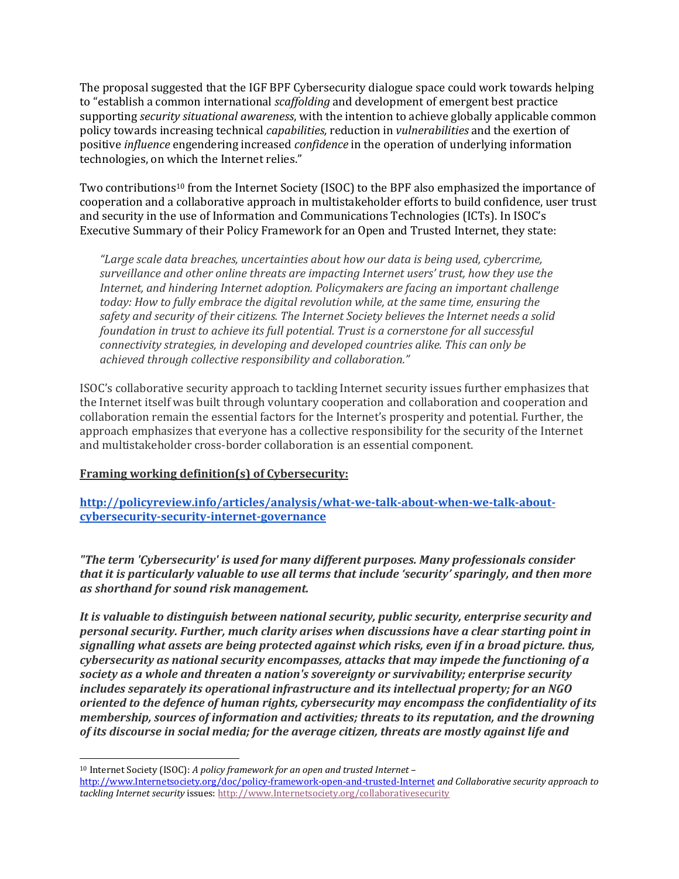The proposal suggested that the IGF BPF Cybersecurity dialogue space could work towards helping to "establish a common international *scaffolding* and development of emergent best practice supporting *security situational awareness*, with the intention to achieve globally applicable common policy towards increasing technical *capabilities,* reduction in *vulnerabilities* and the exertion of positive *influence* engendering increased *confidence* in the operation of underlying information technologies, on which the Internet relies."

Two contributions[10] from the Internet Society (ISOC) to the BPF also emphasized the importance of cooperation and a collaborative approach in multistakeholder efforts to build confidence, user trust and security in the use of Information and Communications Technologies (ICTs). In ISOC's Executive Summary of their Policy Framework for an Open and Trusted Internet, they state:

> *"Large scale data breaches, uncertainties about how our data is being used, cybercrime, surveillance and other online threats are impacting Internet users' trust, how they use the Internet, and hindering Internet adoption. Policymakers are facing an important challenge today: How to fully embrace the digital revolution while, at the same time, ensuring the safety and security of their citizens. The Internet Society believes the Internet needs a solid foundation in trust to achieve its full potential. Trust is a cornerstone for all successful connectivity strategies, in developing and developed countries alike. This can only be achieved through collective responsibility and collaboration."*

ISOC's collaborative security approach to tackling Internet security issues further emphasizes that the Internet itself was built through voluntary cooperation and collaboration and cooperation and collaboration remain the essential factors for the Internet's prosperity and potential. Further, the approach emphasizes that everyone has a collective responsibility for the security of the Internet and multistakeholder cross-border collaboration is an essential component.

**Framing working definition(s) of Cybersecurity:**

**http://policyreview.info/articles/analysis/what-we-talk-about-when-we-talk-about-cybersecurity-security-internet-governance**

***"The term 'Cybersecurity' is used for many different purposes. Many professionals consider that it is particularly valuable to use all terms that include 'security' sparingly, and then more as shorthand for sound risk management.***

***It is valuable to distinguish between national security, public security, enterprise security and personal security. Further, much clarity arises when discussions have a clear starting point in signalling what assets are being protected against which risks, even if in a broad picture. thus, cybersecurity as national security encompasses, attacks that may impede the functioning of a society as a whole and threaten a nation's sovereignty or survivability; enterprise security includes separately its operational infrastructure and its intellectual property; for an NGO oriented to the defence of human rights, cybersecurity may encompass the confidentiality of its membership, sources of information and activities; threats to its reputation, and the drowning of its discourse in social media; for the average citizen, threats are mostly against life and***

---

[10] Internet Society (ISOC): *A policy framework for an open and trusted Internet* – http://www.Internetsociety.org/doc/policy-framework-open-and-trusted-Internet *and Collaborative security approach to tackling Internet security* issues: http://www.Internetsociety.org/collaborativesecurity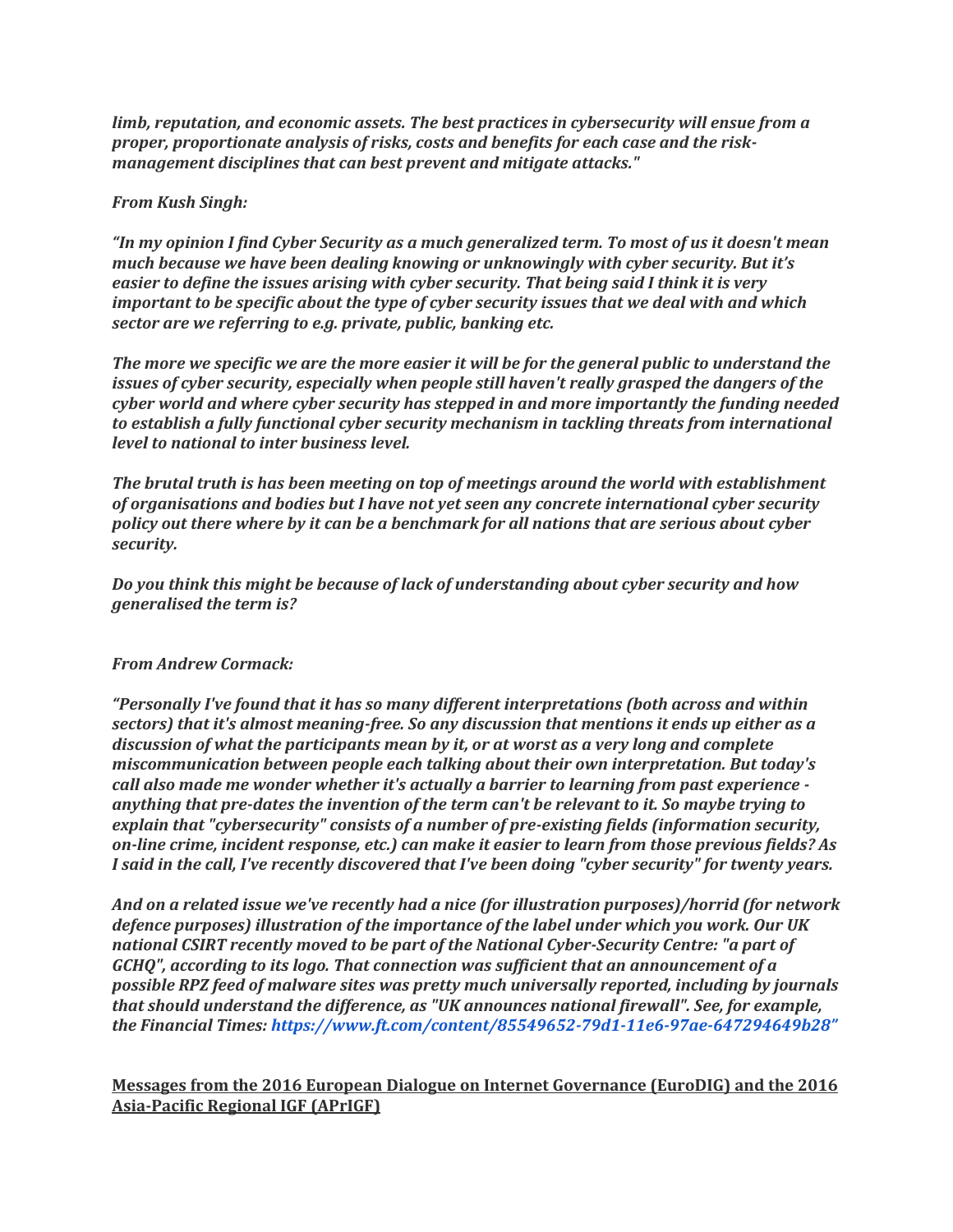*limb, reputation, and economic assets. The best practices in cybersecurity will ensue from a proper, proportionate analysis of risks, costs and benefits for each case and the risk-management disciplines that can best prevent and mitigate attacks."*

*From Kush Singh:*

*"In my opinion I find Cyber Security as a much generalized term. To most of us it doesn't mean much because we have been dealing knowing or unknowingly with cyber security. But it's easier to define the issues arising with cyber security. That being said I think it is very important to be specific about the type of cyber security issues that we deal with and which sector are we referring to e.g. private, public, banking etc.*

*The more we specific we are the more easier it will be for the general public to understand the issues of cyber security, especially when people still haven't really grasped the dangers of the cyber world and where cyber security has stepped in and more importantly the funding needed to establish a fully functional cyber security mechanism in tackling threats from international level to national to inter business level.*

*The brutal truth is has been meeting on top of meetings around the world with establishment of organisations and bodies but I have not yet seen any concrete international cyber security policy out there where by it can be a benchmark for all nations that are serious about cyber security.*

*Do you think this might be because of lack of understanding about cyber security and how generalised the term is?*

*From Andrew Cormack:*

*"Personally I've found that it has so many different interpretations (both across and within sectors) that it's almost meaning-free. So any discussion that mentions it ends up either as a discussion of what the participants mean by it, or at worst as a very long and complete miscommunication between people each talking about their own interpretation. But today's call also made me wonder whether it's actually a barrier to learning from past experience - anything that pre-dates the invention of the term can't be relevant to it. So maybe trying to explain that "cybersecurity" consists of a number of pre-existing fields (information security, on-line crime, incident response, etc.) can make it easier to learn from those previous fields? As I said in the call, I've recently discovered that I've been doing "cyber security" for twenty years.*

*And on a related issue we've recently had a nice (for illustration purposes)/horrid (for network defence purposes) illustration of the importance of the label under which you work. Our UK national CSIRT recently moved to be part of the National Cyber-Security Centre: "a part of GCHQ", according to its logo. That connection was sufficient that an announcement of a possible RPZ feed of malware sites was pretty much universally reported, including by journals that should understand the difference, as "UK announces national firewall". See, for example, the Financial Times: https://www.ft.com/content/85549652-79d1-11e6-97ae-647294649b28"*

**Messages from the 2016 European Dialogue on Internet Governance (EuroDIG) and the 2016 Asia-Pacific Regional IGF (APrIGF)**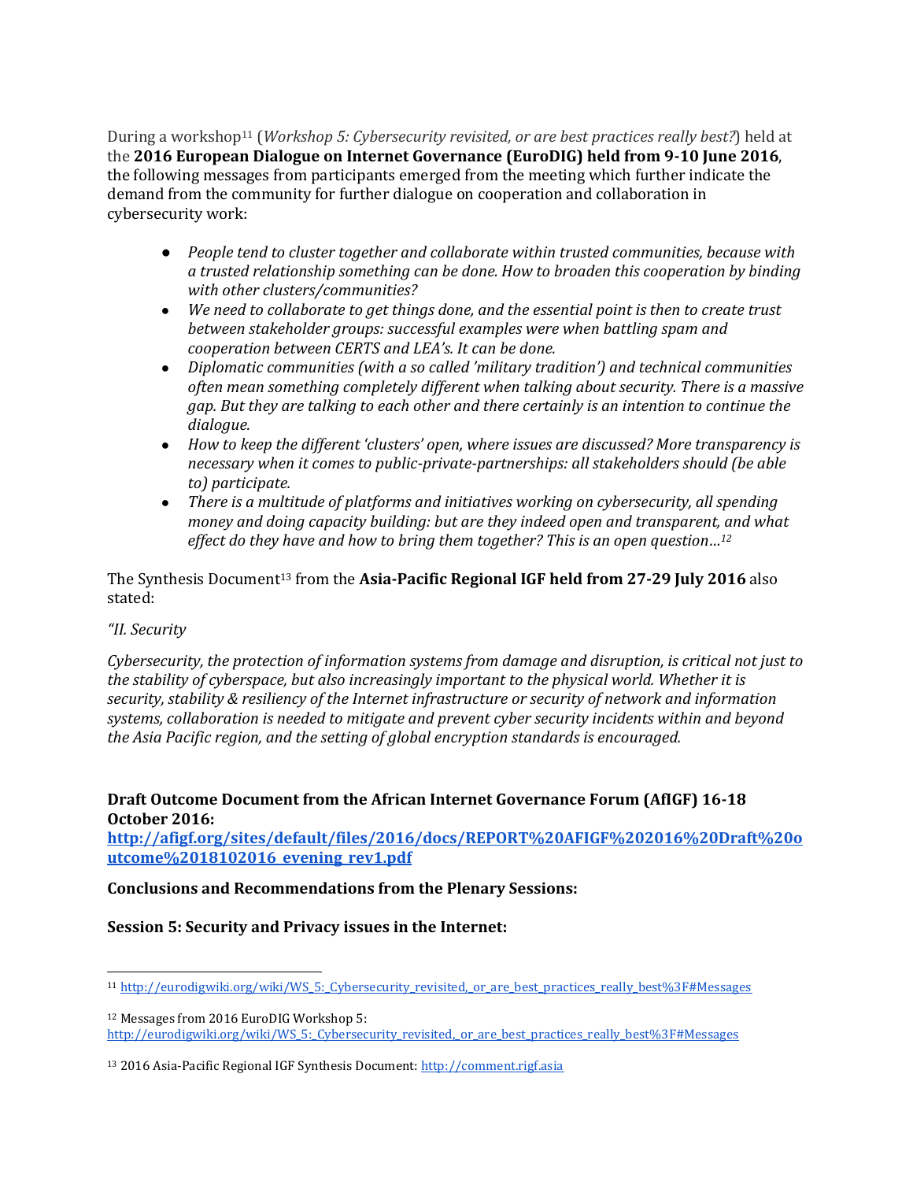During a workshop[11] (*Workshop 5: Cybersecurity revisited, or are best practices really best?*) held at the **2016 European Dialogue on Internet Governance (EuroDIG) held from 9-10 June 2016**, the following messages from participants emerged from the meeting which further indicate the demand from the community for further dialogue on cooperation and collaboration in cybersecurity work:

- *People tend to cluster together and collaborate within trusted communities, because with a trusted relationship something can be done. How to broaden this cooperation by binding with other clusters/communities?*
- *We need to collaborate to get things done, and the essential point is then to create trust between stakeholder groups: successful examples were when battling spam and cooperation between CERTS and LEA's. It can be done.*
- *Diplomatic communities (with a so called 'military tradition') and technical communities often mean something completely different when talking about security. There is a massive gap. But they are talking to each other and there certainly is an intention to continue the dialogue.*
- *How to keep the different 'clusters' open, where issues are discussed? More transparency is necessary when it comes to public-private-partnerships: all stakeholders should (be able to) participate.*
- *There is a multitude of platforms and initiatives working on cybersecurity, all spending money and doing capacity building: but are they indeed open and transparent, and what effect do they have and how to bring them together? This is an open question…*[12]

The Synthesis Document[13] from the **Asia-Pacific Regional IGF held from 27-29 July 2016** also stated:

*"II. Security*

*Cybersecurity, the protection of information systems from damage and disruption, is critical not just to the stability of cyberspace, but also increasingly important to the physical world. Whether it is security, stability & resiliency of the Internet infrastructure or security of network and information systems, collaboration is needed to mitigate and prevent cyber security incidents within and beyond the Asia Pacific region, and the setting of global encryption standards is encouraged.*

**Draft Outcome Document from the African Internet Governance Forum (AfIGF) 16-18 October 2016:**
**http://afigf.org/sites/default/files/2016/docs/REPORT%20AFIGF%202016%20Draft%20outcome%2018102016_evening_rev1.pdf**

**Conclusions and Recommendations from the Plenary Sessions:**

**Session 5: Security and Privacy issues in the Internet:**

---

[11] http://eurodigwiki.org/wiki/WS_5:_Cybersecurity_revisited,_or_are_best_practices_really_best%3F#Messages

[12] Messages from 2016 EuroDIG Workshop 5:
http://eurodigwiki.org/wiki/WS_5:_Cybersecurity_revisited,_or_are_best_practices_really_best%3F#Messages

[13] 2016 Asia-Pacific Regional IGF Synthesis Document: http://comment.rigf.asia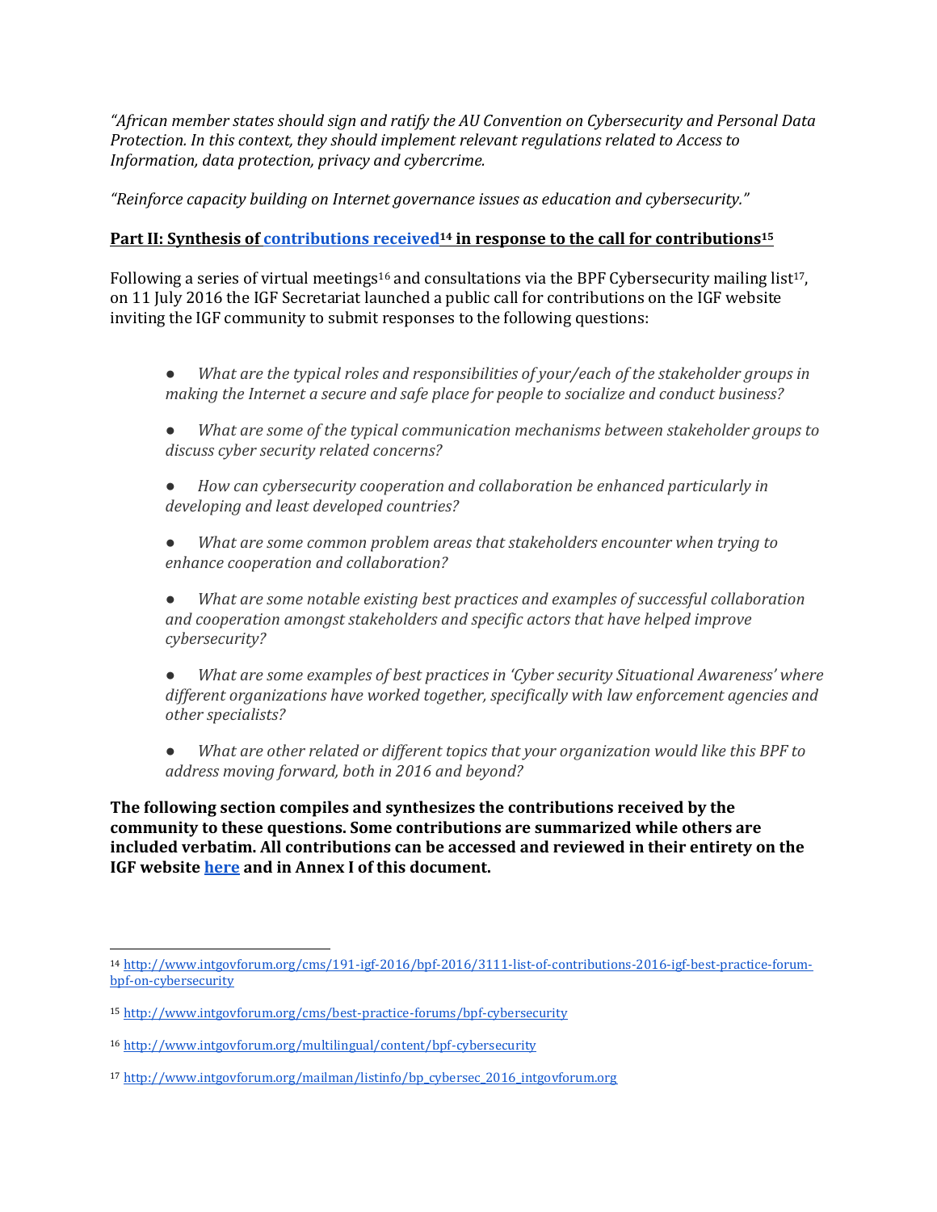*"African member states should sign and ratify the AU Convention on Cybersecurity and Personal Data Protection. In this context, they should implement relevant regulations related to Access to Information, data protection, privacy and cybercrime.*

*"Reinforce capacity building on Internet governance issues as education and cybersecurity."*

## Part II: Synthesis of [contributions received](http://www.intgovforum.org/cms/191-igf-2016/bpf-2016/3111-list-of-contributions-2016-igf-best-practice-forum-bpf-on-cybersecurity)[14] in response to the call for contributions[15]

Following a series of virtual meetings[16] and consultations via the BPF Cybersecurity mailing list[17], on 11 July 2016 the IGF Secretariat launched a public call for contributions on the IGF website inviting the IGF community to submit responses to the following questions:

- *What are the typical roles and responsibilities of your/each of the stakeholder groups in making the Internet a secure and safe place for people to socialize and conduct business?*
- *What are some of the typical communication mechanisms between stakeholder groups to discuss cyber security related concerns?*
- *How can cybersecurity cooperation and collaboration be enhanced particularly in developing and least developed countries?*
- *What are some common problem areas that stakeholders encounter when trying to enhance cooperation and collaboration?*
- *What are some notable existing best practices and examples of successful collaboration and cooperation amongst stakeholders and specific actors that have helped improve cybersecurity?*
- *What are some examples of best practices in 'Cyber security Situational Awareness' where different organizations have worked together, specifically with law enforcement agencies and other specialists?*
- *What are other related or different topics that your organization would like this BPF to address moving forward, both in 2016 and beyond?*

**The following section compiles and synthesizes the contributions received by the community to these questions. Some contributions are summarized while others are included verbatim. All contributions can be accessed and reviewed in their entirety on the IGF website [here](http://www.intgovforum.org/cms/191-igf-2016/bpf-2016/3111-list-of-contributions-2016-igf-best-practice-forum-bpf-on-cybersecurity) and in Annex I of this document.**

---

[14] http://www.intgovforum.org/cms/191-igf-2016/bpf-2016/3111-list-of-contributions-2016-igf-best-practice-forum-bpf-on-cybersecurity

[15] http://www.intgovforum.org/cms/best-practice-forums/bpf-cybersecurity

[16] http://www.intgovforum.org/multilingual/content/bpf-cybersecurity

[17] http://www.intgovforum.org/mailman/listinfo/bp_cybersec_2016_intgovforum.org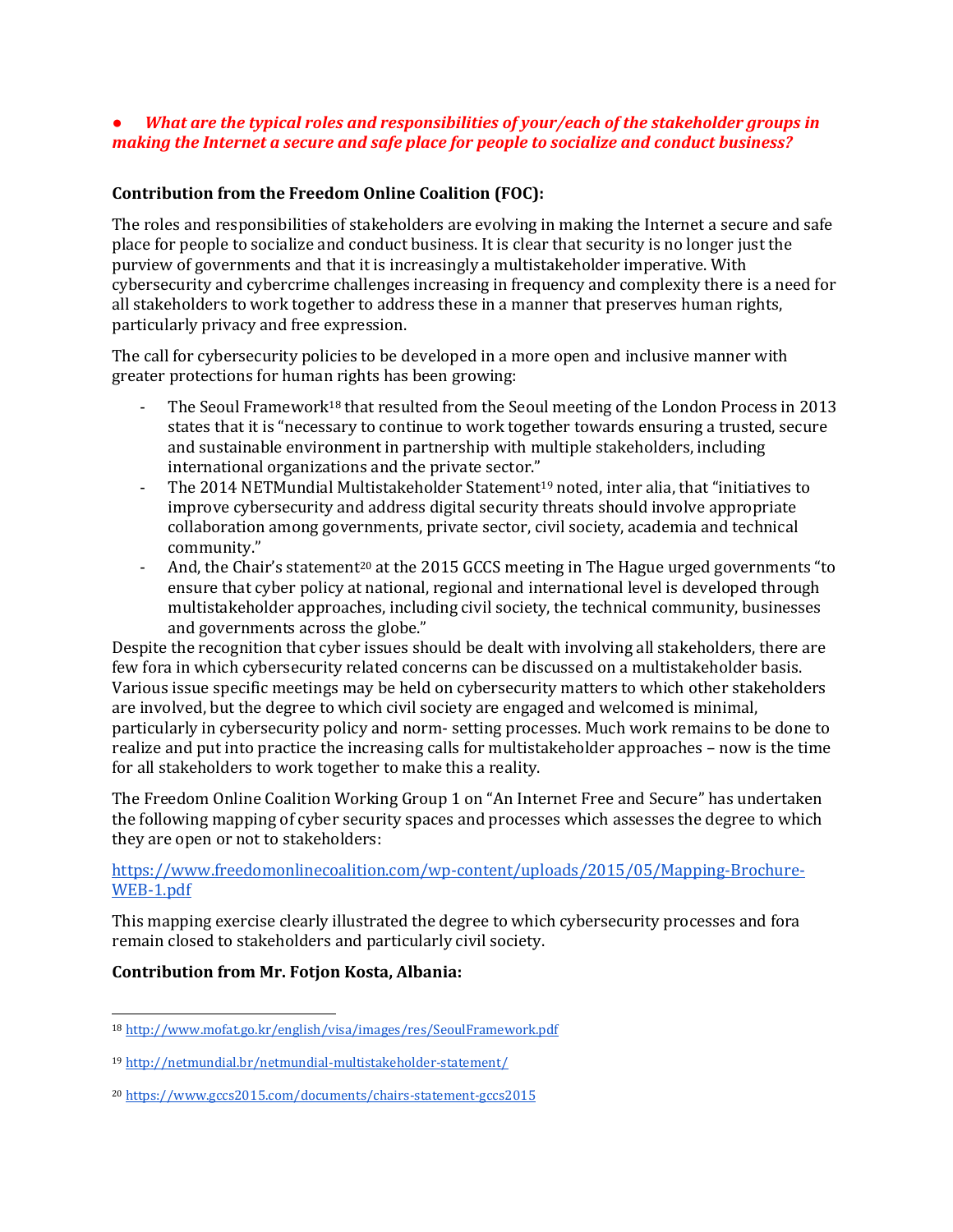- ***What are the typical roles and responsibilities of your/each of the stakeholder groups in making the Internet a secure and safe place for people to socialize and conduct business?***

**Contribution from the Freedom Online Coalition (FOC):**

The roles and responsibilities of stakeholders are evolving in making the Internet a secure and safe place for people to socialize and conduct business. It is clear that security is no longer just the purview of governments and that it is increasingly a multistakeholder imperative. With cybersecurity and cybercrime challenges increasing in frequency and complexity there is a need for all stakeholders to work together to address these in a manner that preserves human rights, particularly privacy and free expression.

The call for cybersecurity policies to be developed in a more open and inclusive manner with greater protections for human rights has been growing:

- The Seoul Framework[18] that resulted from the Seoul meeting of the London Process in 2013 states that it is "necessary to continue to work together towards ensuring a trusted, secure and sustainable environment in partnership with multiple stakeholders, including international organizations and the private sector."
- The 2014 NETMundial Multistakeholder Statement[19] noted, inter alia, that "initiatives to improve cybersecurity and address digital security threats should involve appropriate collaboration among governments, private sector, civil society, academia and technical community."
- And, the Chair's statement[20] at the 2015 GCCS meeting in The Hague urged governments "to ensure that cyber policy at national, regional and international level is developed through multistakeholder approaches, including civil society, the technical community, businesses and governments across the globe."

Despite the recognition that cyber issues should be dealt with involving all stakeholders, there are few fora in which cybersecurity related concerns can be discussed on a multistakeholder basis. Various issue specific meetings may be held on cybersecurity matters to which other stakeholders are involved, but the degree to which civil society are engaged and welcomed is minimal, particularly in cybersecurity policy and norm- setting processes. Much work remains to be done to realize and put into practice the increasing calls for multistakeholder approaches – now is the time for all stakeholders to work together to make this a reality.

The Freedom Online Coalition Working Group 1 on "An Internet Free and Secure" has undertaken the following mapping of cyber security spaces and processes which assesses the degree to which they are open or not to stakeholders:

https://www.freedomonlinecoalition.com/wp-content/uploads/2015/05/Mapping-Brochure-WEB-1.pdf

This mapping exercise clearly illustrated the degree to which cybersecurity processes and fora remain closed to stakeholders and particularly civil society.

**Contribution from Mr. Fotjon Kosta, Albania:**

---

[18] http://www.mofat.go.kr/english/visa/images/res/SeoulFramework.pdf

[19] http://netmundial.br/netmundial-multistakeholder-statement/

[20] https://www.gccs2015.com/documents/chairs-statement-gccs2015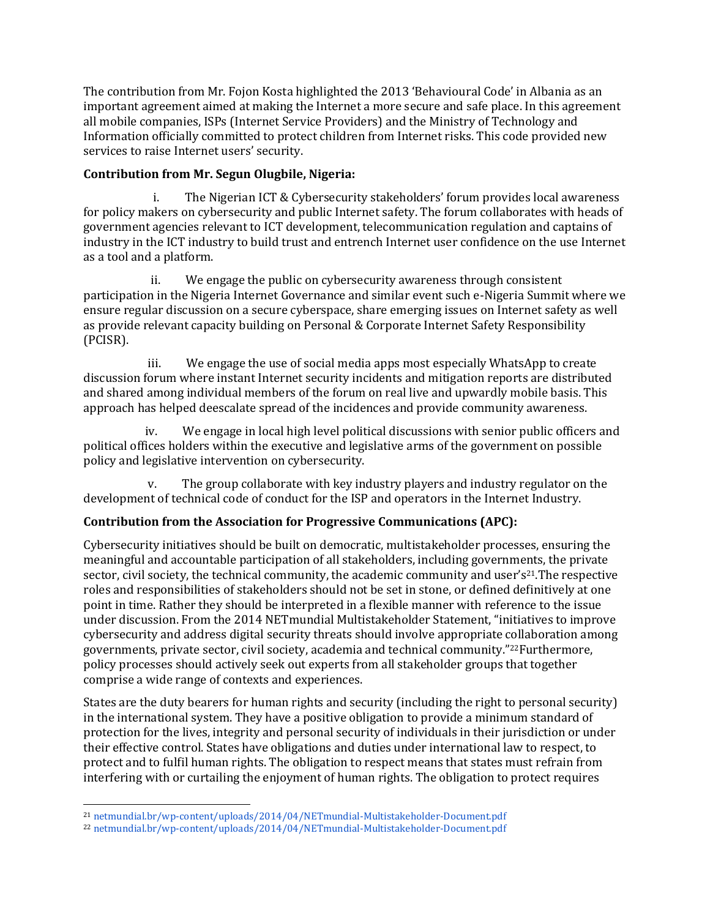The contribution from Mr. Fojon Kosta highlighted the 2013 'Behavioural Code' in Albania as an important agreement aimed at making the Internet a more secure and safe place. In this agreement all mobile companies, ISPs (Internet Service Providers) and the Ministry of Technology and Information officially committed to protect children from Internet risks. This code provided new services to raise Internet users' security.

**Contribution from Mr. Segun Olugbile, Nigeria:**

i. The Nigerian ICT & Cybersecurity stakeholders' forum provides local awareness for policy makers on cybersecurity and public Internet safety. The forum collaborates with heads of government agencies relevant to ICT development, telecommunication regulation and captains of industry in the ICT industry to build trust and entrench Internet user confidence on the use Internet as a tool and a platform.

ii. We engage the public on cybersecurity awareness through consistent participation in the Nigeria Internet Governance and similar event such e-Nigeria Summit where we ensure regular discussion on a secure cyberspace, share emerging issues on Internet safety as well as provide relevant capacity building on Personal & Corporate Internet Safety Responsibility (PCISR).

iii. We engage the use of social media apps most especially WhatsApp to create discussion forum where instant Internet security incidents and mitigation reports are distributed and shared among individual members of the forum on real live and upwardly mobile basis. This approach has helped deescalate spread of the incidences and provide community awareness.

iv. We engage in local high level political discussions with senior public officers and political offices holders within the executive and legislative arms of the government on possible policy and legislative intervention on cybersecurity.

v. The group collaborate with key industry players and industry regulator on the development of technical code of conduct for the ISP and operators in the Internet Industry.

**Contribution from the Association for Progressive Communications (APC):**

Cybersecurity initiatives should be built on democratic, multistakeholder processes, ensuring the meaningful and accountable participation of all stakeholders, including governments, the private sector, civil society, the technical community, the academic community and user's[21].The respective roles and responsibilities of stakeholders should not be set in stone, or defined definitively at one point in time. Rather they should be interpreted in a flexible manner with reference to the issue under discussion. From the 2014 NETmundial Multistakeholder Statement, "initiatives to improve cybersecurity and address digital security threats should involve appropriate collaboration among governments, private sector, civil society, academia and technical community."[22]Furthermore, policy processes should actively seek out experts from all stakeholder groups that together comprise a wide range of contexts and experiences.

States are the duty bearers for human rights and security (including the right to personal security) in the international system. They have a positive obligation to provide a minimum standard of protection for the lives, integrity and personal security of individuals in their jurisdiction or under their effective control. States have obligations and duties under international law to respect, to protect and to fulfil human rights. The obligation to respect means that states must refrain from interfering with or curtailing the enjoyment of human rights. The obligation to protect requires

[21] netmundial.br/wp-content/uploads/2014/04/NETmundial-Multistakeholder-Document.pdf

[22] netmundial.br/wp-content/uploads/2014/04/NETmundial-Multistakeholder-Document.pdf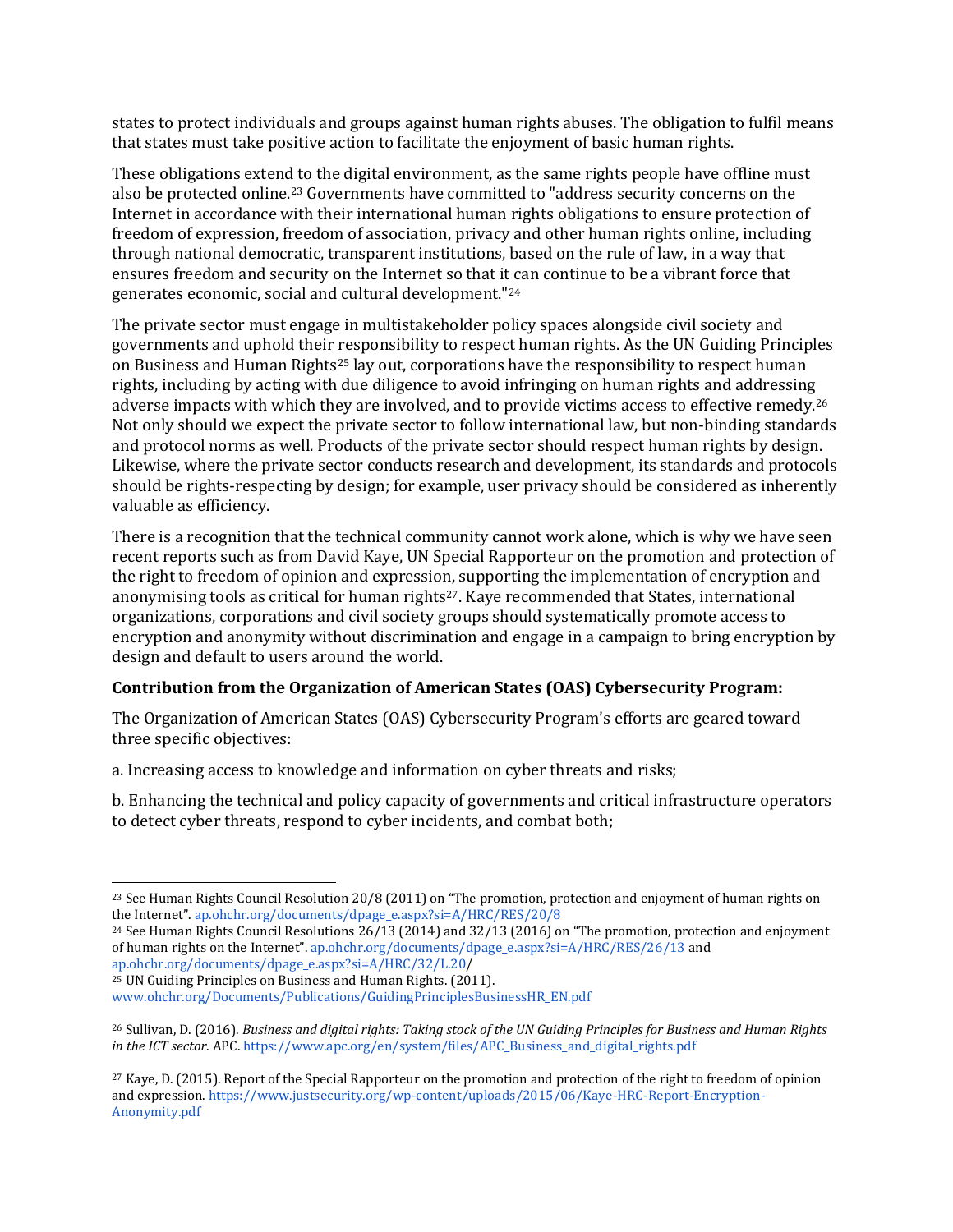states to protect individuals and groups against human rights abuses. The obligation to fulfil means that states must take positive action to facilitate the enjoyment of basic human rights.

These obligations extend to the digital environment, as the same rights people have offline must also be protected online.[23] Governments have committed to "address security concerns on the Internet in accordance with their international human rights obligations to ensure protection of freedom of expression, freedom of association, privacy and other human rights online, including through national democratic, transparent institutions, based on the rule of law, in a way that ensures freedom and security on the Internet so that it can continue to be a vibrant force that generates economic, social and cultural development."[24]

The private sector must engage in multistakeholder policy spaces alongside civil society and governments and uphold their responsibility to respect human rights. As the UN Guiding Principles on Business and Human Rights[25] lay out, corporations have the responsibility to respect human rights, including by acting with due diligence to avoid infringing on human rights and addressing adverse impacts with which they are involved, and to provide victims access to effective remedy.[26] Not only should we expect the private sector to follow international law, but non-binding standards and protocol norms as well. Products of the private sector should respect human rights by design. Likewise, where the private sector conducts research and development, its standards and protocols should be rights-respecting by design; for example, user privacy should be considered as inherently valuable as efficiency.

There is a recognition that the technical community cannot work alone, which is why we have seen recent reports such as from David Kaye, UN Special Rapporteur on the promotion and protection of the right to freedom of opinion and expression, supporting the implementation of encryption and anonymising tools as critical for human rights[27]. Kaye recommended that States, international organizations, corporations and civil society groups should systematically promote access to encryption and anonymity without discrimination and engage in a campaign to bring encryption by design and default to users around the world.

**Contribution from the Organization of American States (OAS) Cybersecurity Program:**

The Organization of American States (OAS) Cybersecurity Program's efforts are geared toward three specific objectives:

a. Increasing access to knowledge and information on cyber threats and risks;

b. Enhancing the technical and policy capacity of governments and critical infrastructure operators to detect cyber threats, respond to cyber incidents, and combat both;

---

[23] See Human Rights Council Resolution 20/8 (2011) on "The promotion, protection and enjoyment of human rights on the Internet". ap.ohchr.org/documents/dpage_e.aspx?si=A/HRC/RES/20/8

[24] See Human Rights Council Resolutions 26/13 (2014) and 32/13 (2016) on "The promotion, protection and enjoyment of human rights on the Internet". ap.ohchr.org/documents/dpage_e.aspx?si=A/HRC/RES/26/13 and ap.ohchr.org/documents/dpage_e.aspx?si=A/HRC/32/L.20/

[25] UN Guiding Principles on Business and Human Rights. (2011). www.ohchr.org/Documents/Publications/GuidingPrinciplesBusinessHR_EN.pdf

[26] Sullivan, D. (2016). *Business and digital rights: Taking stock of the UN Guiding Principles for Business and Human Rights in the ICT sector*. APC. https://www.apc.org/en/system/files/APC_Business_and_digital_rights.pdf

[27] Kaye, D. (2015). Report of the Special Rapporteur on the promotion and protection of the right to freedom of opinion and expression. https://www.justsecurity.org/wp-content/uploads/2015/06/Kaye-HRC-Report-Encryption-Anonymity.pdf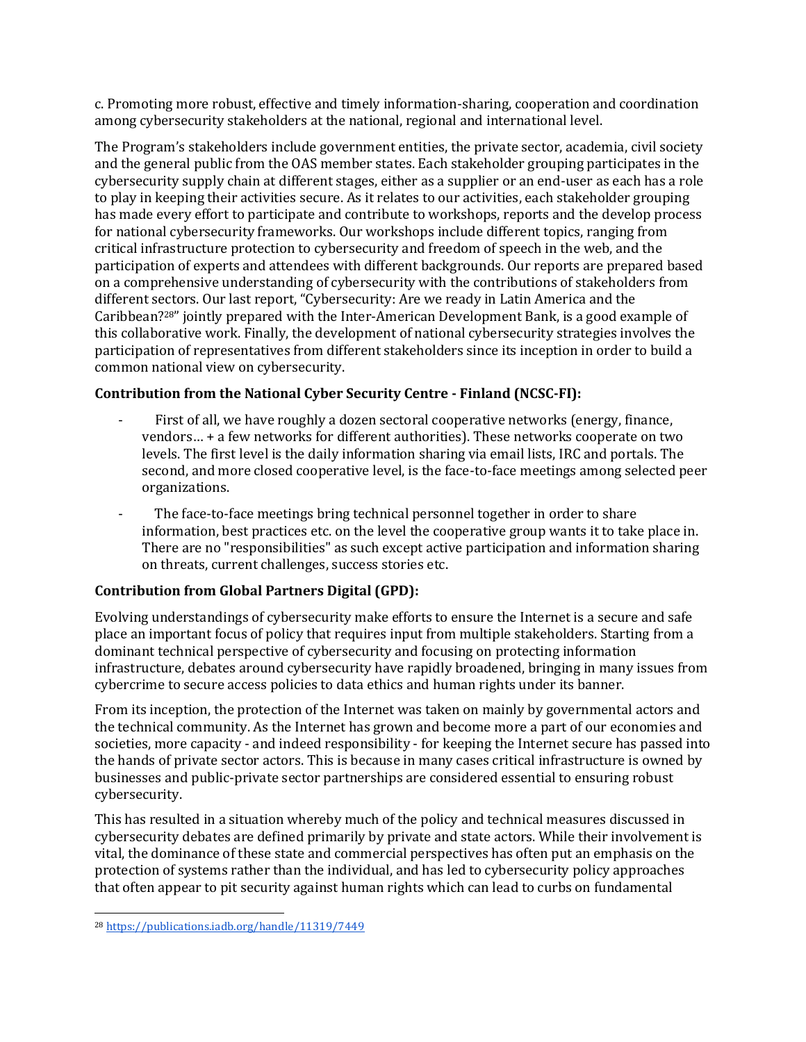c. Promoting more robust, effective and timely information-sharing, cooperation and coordination among cybersecurity stakeholders at the national, regional and international level.

The Program's stakeholders include government entities, the private sector, academia, civil society and the general public from the OAS member states. Each stakeholder grouping participates in the cybersecurity supply chain at different stages, either as a supplier or an end-user as each has a role to play in keeping their activities secure. As it relates to our activities, each stakeholder grouping has made every effort to participate and contribute to workshops, reports and the develop process for national cybersecurity frameworks. Our workshops include different topics, ranging from critical infrastructure protection to cybersecurity and freedom of speech in the web, and the participation of experts and attendees with different backgrounds. Our reports are prepared based on a comprehensive understanding of cybersecurity with the contributions of stakeholders from different sectors. Our last report, "Cybersecurity: Are we ready in Latin America and the Caribbean?[28]" jointly prepared with the Inter-American Development Bank, is a good example of this collaborative work. Finally, the development of national cybersecurity strategies involves the participation of representatives from different stakeholders since its inception in order to build a common national view on cybersecurity.

**Contribution from the National Cyber Security Centre - Finland (NCSC-FI):**

- First of all, we have roughly a dozen sectoral cooperative networks (energy, finance, vendors… + a few networks for different authorities). These networks cooperate on two levels. The first level is the daily information sharing via email lists, IRC and portals. The second, and more closed cooperative level, is the face-to-face meetings among selected peer organizations.
- The face-to-face meetings bring technical personnel together in order to share information, best practices etc. on the level the cooperative group wants it to take place in. There are no "responsibilities" as such except active participation and information sharing on threats, current challenges, success stories etc.

**Contribution from Global Partners Digital (GPD):**

Evolving understandings of cybersecurity make efforts to ensure the Internet is a secure and safe place an important focus of policy that requires input from multiple stakeholders. Starting from a dominant technical perspective of cybersecurity and focusing on protecting information infrastructure, debates around cybersecurity have rapidly broadened, bringing in many issues from cybercrime to secure access policies to data ethics and human rights under its banner.

From its inception, the protection of the Internet was taken on mainly by governmental actors and the technical community. As the Internet has grown and become more a part of our economies and societies, more capacity - and indeed responsibility - for keeping the Internet secure has passed into the hands of private sector actors. This is because in many cases critical infrastructure is owned by businesses and public-private sector partnerships are considered essential to ensuring robust cybersecurity.

This has resulted in a situation whereby much of the policy and technical measures discussed in cybersecurity debates are defined primarily by private and state actors. While their involvement is vital, the dominance of these state and commercial perspectives has often put an emphasis on the protection of systems rather than the individual, and has led to cybersecurity policy approaches that often appear to pit security against human rights which can lead to curbs on fundamental

[28] https://publications.iadb.org/handle/11319/7449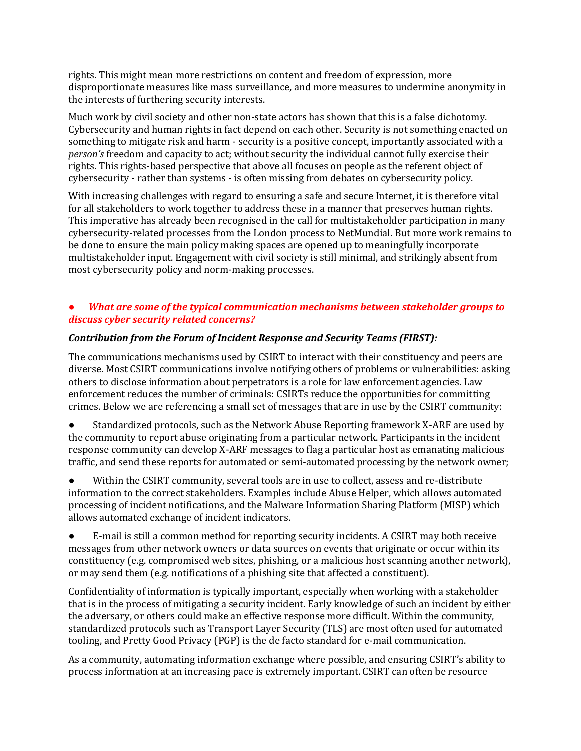rights. This might mean more restrictions on content and freedom of expression, more disproportionate measures like mass surveillance, and more measures to undermine anonymity in the interests of furthering security interests.

Much work by civil society and other non-state actors has shown that this is a false dichotomy. Cybersecurity and human rights in fact depend on each other. Security is not something enacted on something to mitigate risk and harm - security is a positive concept, importantly associated with a *person's* freedom and capacity to act; without security the individual cannot fully exercise their rights. This rights-based perspective that above all focuses on people as the referent object of cybersecurity - rather than systems - is often missing from debates on cybersecurity policy.

With increasing challenges with regard to ensuring a safe and secure Internet, it is therefore vital for all stakeholders to work together to address these in a manner that preserves human rights. This imperative has already been recognised in the call for multistakeholder participation in many cybersecurity-related processes from the London process to NetMundial. But more work remains to be done to ensure the main policy making spaces are opened up to meaningfully incorporate multistakeholder input. Engagement with civil society is still minimal, and strikingly absent from most cybersecurity policy and norm-making processes.

- ***What are some of the typical communication mechanisms between stakeholder groups to discuss cyber security related concerns?***

***Contribution from the Forum of Incident Response and Security Teams (FIRST):***

The communications mechanisms used by CSIRT to interact with their constituency and peers are diverse. Most CSIRT communications involve notifying others of problems or vulnerabilities: asking others to disclose information about perpetrators is a role for law enforcement agencies. Law enforcement reduces the number of criminals: CSIRTs reduce the opportunities for committing crimes. Below we are referencing a small set of messages that are in use by the CSIRT community:

- Standardized protocols, such as the Network Abuse Reporting framework X-ARF are used by the community to report abuse originating from a particular network. Participants in the incident response community can develop X-ARF messages to flag a particular host as emanating malicious traffic, and send these reports for automated or semi-automated processing by the network owner;
- Within the CSIRT community, several tools are in use to collect, assess and re-distribute information to the correct stakeholders. Examples include Abuse Helper, which allows automated processing of incident notifications, and the Malware Information Sharing Platform (MISP) which allows automated exchange of incident indicators.
- E-mail is still a common method for reporting security incidents. A CSIRT may both receive messages from other network owners or data sources on events that originate or occur within its constituency (e.g. compromised web sites, phishing, or a malicious host scanning another network), or may send them (e.g. notifications of a phishing site that affected a constituent).

Confidentiality of information is typically important, especially when working with a stakeholder that is in the process of mitigating a security incident. Early knowledge of such an incident by either the adversary, or others could make an effective response more difficult. Within the community, standardized protocols such as Transport Layer Security (TLS) are most often used for automated tooling, and Pretty Good Privacy (PGP) is the de facto standard for e-mail communication.

As a community, automating information exchange where possible, and ensuring CSIRT's ability to process information at an increasing pace is extremely important. CSIRT can often be resource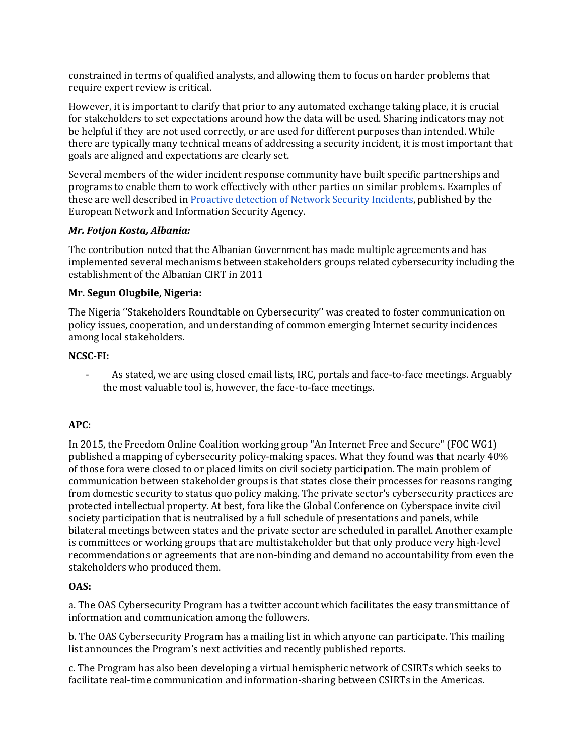constrained in terms of qualified analysts, and allowing them to focus on harder problems that require expert review is critical.

However, it is important to clarify that prior to any automated exchange taking place, it is crucial for stakeholders to set expectations around how the data will be used. Sharing indicators may not be helpful if they are not used correctly, or are used for different purposes than intended. While there are typically many technical means of addressing a security incident, it is most important that goals are aligned and expectations are clearly set.

Several members of the wider incident response community have built specific partnerships and programs to enable them to work effectively with other parties on similar problems. Examples of these are well described in Proactive detection of Network Security Incidents, published by the European Network and Information Security Agency.

***Mr. Fotjon Kosta, Albania:***

The contribution noted that the Albanian Government has made multiple agreements and has implemented several mechanisms between stakeholders groups related cybersecurity including the establishment of the Albanian CIRT in 2011

**Mr. Segun Olugbile, Nigeria:**

The Nigeria ''Stakeholders Roundtable on Cybersecurity'' was created to foster communication on policy issues, cooperation, and understanding of common emerging Internet security incidences among local stakeholders.

**NCSC-FI:**

- As stated, we are using closed email lists, IRC, portals and face-to-face meetings. Arguably the most valuable tool is, however, the face-to-face meetings.

**APC:**

In 2015, the Freedom Online Coalition working group "An Internet Free and Secure" (FOC WG1) published a mapping of cybersecurity policy-making spaces. What they found was that nearly 40% of those fora were closed to or placed limits on civil society participation. The main problem of communication between stakeholder groups is that states close their processes for reasons ranging from domestic security to status quo policy making. The private sector's cybersecurity practices are protected intellectual property. At best, fora like the Global Conference on Cyberspace invite civil society participation that is neutralised by a full schedule of presentations and panels, while bilateral meetings between states and the private sector are scheduled in parallel. Another example is committees or working groups that are multistakeholder but that only produce very high-level recommendations or agreements that are non-binding and demand no accountability from even the stakeholders who produced them.

**OAS:**

a. The OAS Cybersecurity Program has a twitter account which facilitates the easy transmittance of information and communication among the followers.

b. The OAS Cybersecurity Program has a mailing list in which anyone can participate. This mailing list announces the Program's next activities and recently published reports.

c. The Program has also been developing a virtual hemispheric network of CSIRTs which seeks to facilitate real-time communication and information-sharing between CSIRTs in the Americas.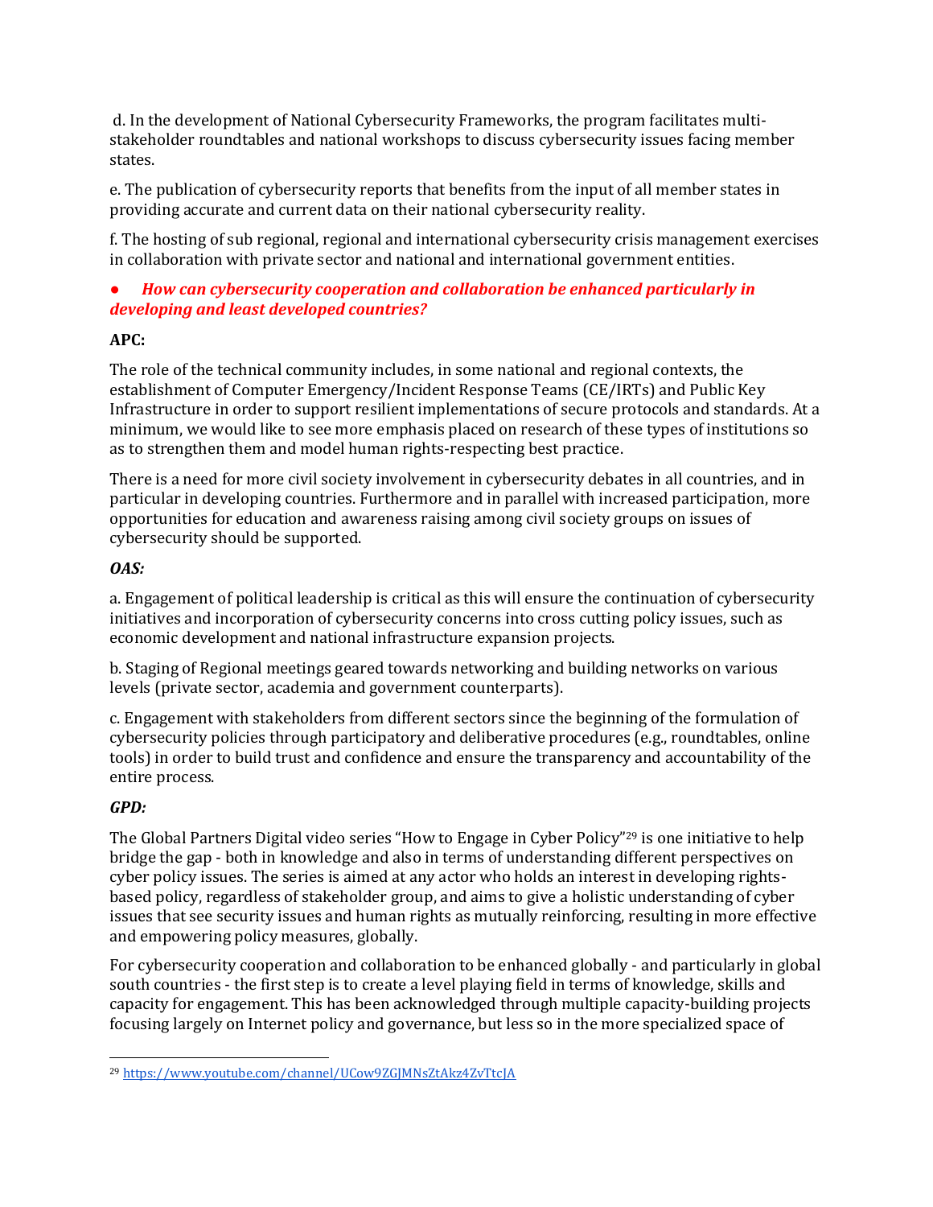d. In the development of National Cybersecurity Frameworks, the program facilitates multi-stakeholder roundtables and national workshops to discuss cybersecurity issues facing member states.

e. The publication of cybersecurity reports that benefits from the input of all member states in providing accurate and current data on their national cybersecurity reality.

f. The hosting of sub regional, regional and international cybersecurity crisis management exercises in collaboration with private sector and national and international government entities.

- ***How can cybersecurity cooperation and collaboration be enhanced particularly in developing and least developed countries?***

**APC:**

The role of the technical community includes, in some national and regional contexts, the establishment of Computer Emergency/Incident Response Teams (CE/IRTs) and Public Key Infrastructure in order to support resilient implementations of secure protocols and standards. At a minimum, we would like to see more emphasis placed on research of these types of institutions so as to strengthen them and model human rights-respecting best practice.

There is a need for more civil society involvement in cybersecurity debates in all countries, and in particular in developing countries. Furthermore and in parallel with increased participation, more opportunities for education and awareness raising among civil society groups on issues of cybersecurity should be supported.

***OAS:***

a. Engagement of political leadership is critical as this will ensure the continuation of cybersecurity initiatives and incorporation of cybersecurity concerns into cross cutting policy issues, such as economic development and national infrastructure expansion projects.

b. Staging of Regional meetings geared towards networking and building networks on various levels (private sector, academia and government counterparts).

c. Engagement with stakeholders from different sectors since the beginning of the formulation of cybersecurity policies through participatory and deliberative procedures (e.g., roundtables, online tools) in order to build trust and confidence and ensure the transparency and accountability of the entire process.

***GPD:***

The Global Partners Digital video series "How to Engage in Cyber Policy"[29] is one initiative to help bridge the gap - both in knowledge and also in terms of understanding different perspectives on cyber policy issues. The series is aimed at any actor who holds an interest in developing rights-based policy, regardless of stakeholder group, and aims to give a holistic understanding of cyber issues that see security issues and human rights as mutually reinforcing, resulting in more effective and empowering policy measures, globally.

For cybersecurity cooperation and collaboration to be enhanced globally - and particularly in global south countries - the first step is to create a level playing field in terms of knowledge, skills and capacity for engagement. This has been acknowledged through multiple capacity-building projects focusing largely on Internet policy and governance, but less so in the more specialized space of

---

[29] https://www.youtube.com/channel/UCow9ZGJMNsZtAkz4ZvTtcJA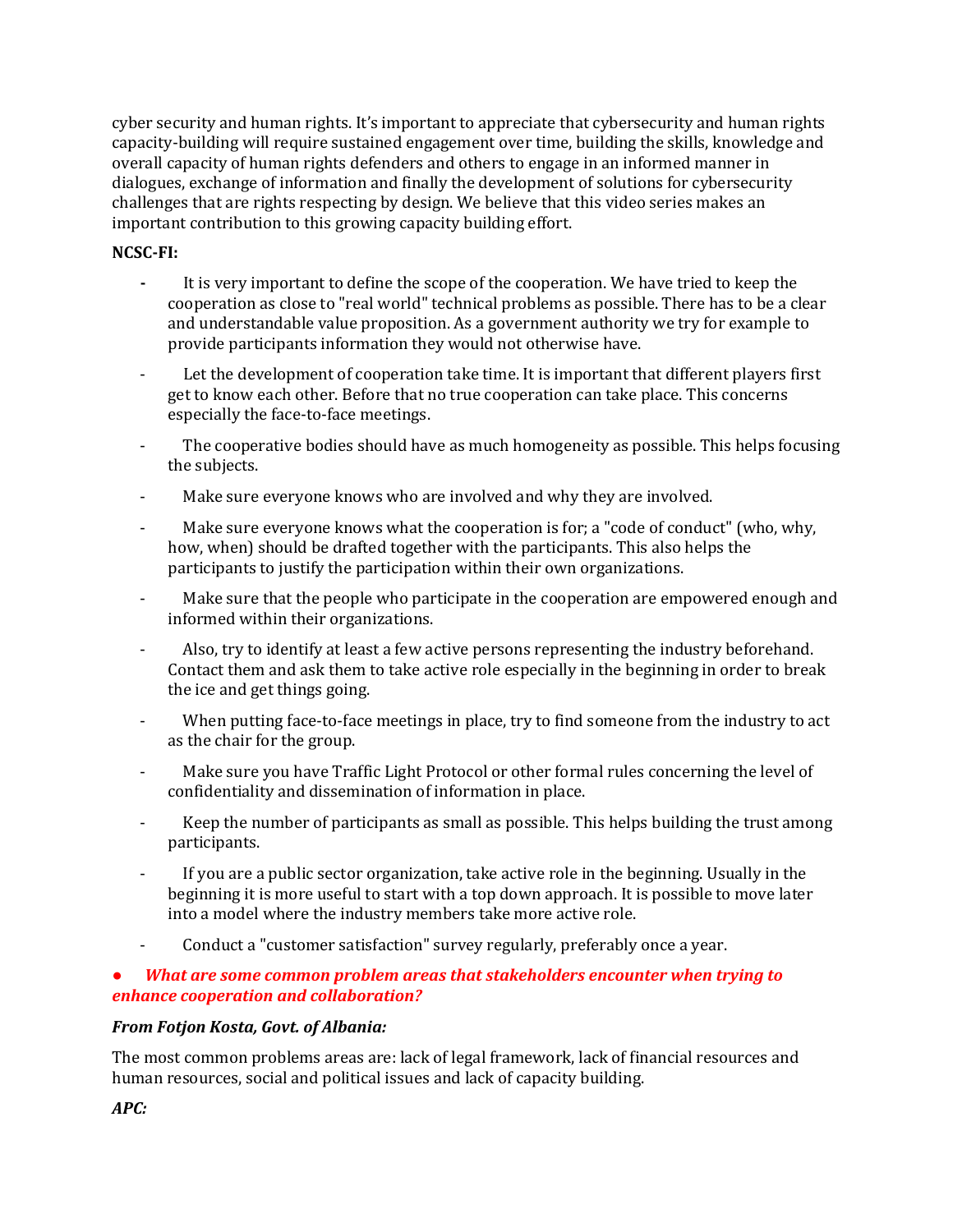cyber security and human rights. It's important to appreciate that cybersecurity and human rights capacity-building will require sustained engagement over time, building the skills, knowledge and overall capacity of human rights defenders and others to engage in an informed manner in dialogues, exchange of information and finally the development of solutions for cybersecurity challenges that are rights respecting by design. We believe that this video series makes an important contribution to this growing capacity building effort.

**NCSC-FI:**

- It is very important to define the scope of the cooperation. We have tried to keep the cooperation as close to "real world" technical problems as possible. There has to be a clear and understandable value proposition. As a government authority we try for example to provide participants information they would not otherwise have.
- Let the development of cooperation take time. It is important that different players first get to know each other. Before that no true cooperation can take place. This concerns especially the face-to-face meetings.
- The cooperative bodies should have as much homogeneity as possible. This helps focusing the subjects.
- Make sure everyone knows who are involved and why they are involved.
- Make sure everyone knows what the cooperation is for; a "code of conduct" (who, why, how, when) should be drafted together with the participants. This also helps the participants to justify the participation within their own organizations.
- Make sure that the people who participate in the cooperation are empowered enough and informed within their organizations.
- Also, try to identify at least a few active persons representing the industry beforehand. Contact them and ask them to take active role especially in the beginning in order to break the ice and get things going.
- When putting face-to-face meetings in place, try to find someone from the industry to act as the chair for the group.
- Make sure you have Traffic Light Protocol or other formal rules concerning the level of confidentiality and dissemination of information in place.
- Keep the number of participants as small as possible. This helps building the trust among participants.
- If you are a public sector organization, take active role in the beginning. Usually in the beginning it is more useful to start with a top down approach. It is possible to move later into a model where the industry members take more active role.
- Conduct a "customer satisfaction" survey regularly, preferably once a year.

- ***What are some common problem areas that stakeholders encounter when trying to enhance cooperation and collaboration?***

***From Fotjon Kosta, Govt. of Albania:***

The most common problems areas are: lack of legal framework, lack of financial resources and human resources, social and political issues and lack of capacity building.

***APC:***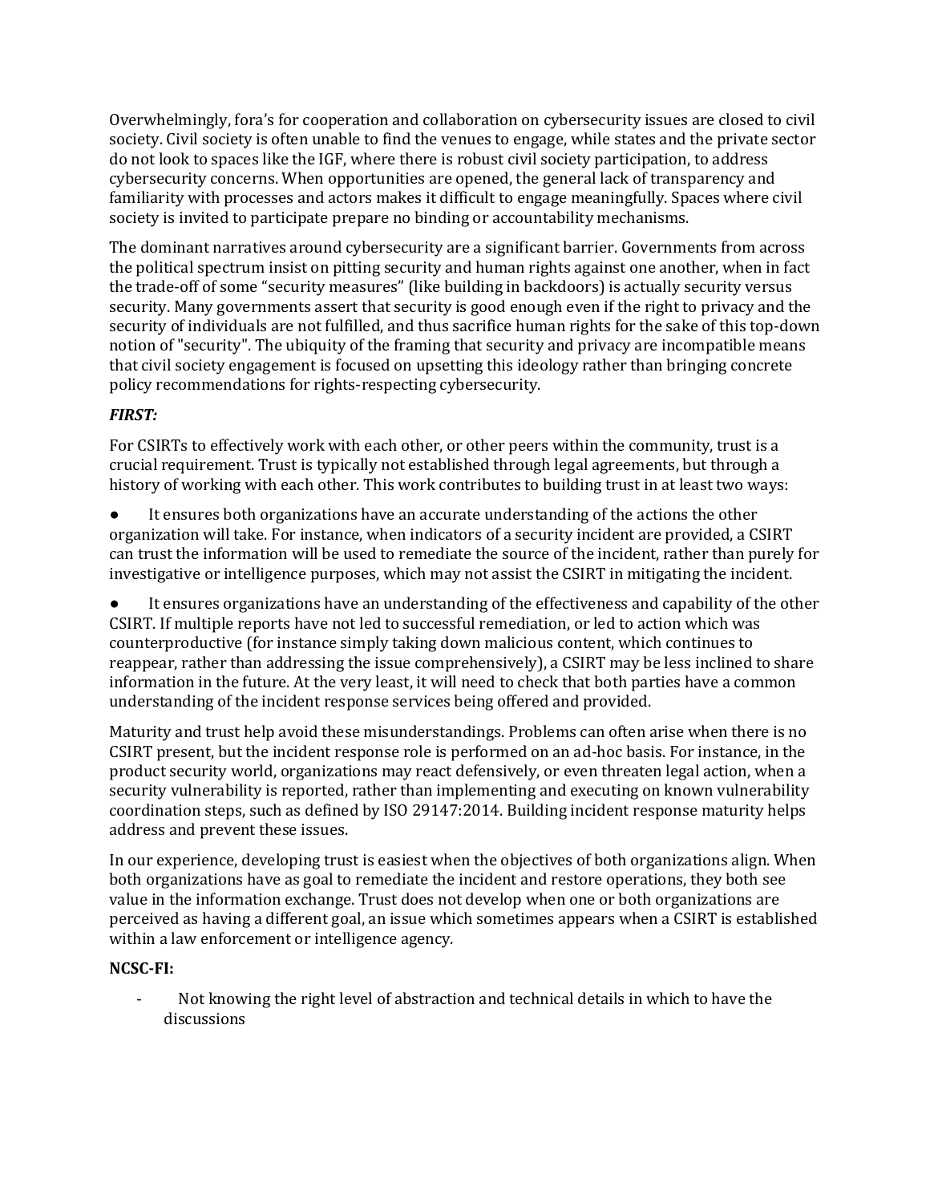Overwhelmingly, fora's for cooperation and collaboration on cybersecurity issues are closed to civil society. Civil society is often unable to find the venues to engage, while states and the private sector do not look to spaces like the IGF, where there is robust civil society participation, to address cybersecurity concerns. When opportunities are opened, the general lack of transparency and familiarity with processes and actors makes it difficult to engage meaningfully. Spaces where civil society is invited to participate prepare no binding or accountability mechanisms.

The dominant narratives around cybersecurity are a significant barrier. Governments from across the political spectrum insist on pitting security and human rights against one another, when in fact the trade-off of some "security measures" (like building in backdoors) is actually security versus security. Many governments assert that security is good enough even if the right to privacy and the security of individuals are not fulfilled, and thus sacrifice human rights for the sake of this top-down notion of "security". The ubiquity of the framing that security and privacy are incompatible means that civil society engagement is focused on upsetting this ideology rather than bringing concrete policy recommendations for rights-respecting cybersecurity.

***FIRST:***

For CSIRTs to effectively work with each other, or other peers within the community, trust is a crucial requirement. Trust is typically not established through legal agreements, but through a history of working with each other. This work contributes to building trust in at least two ways:

- It ensures both organizations have an accurate understanding of the actions the other organization will take. For instance, when indicators of a security incident are provided, a CSIRT can trust the information will be used to remediate the source of the incident, rather than purely for investigative or intelligence purposes, which may not assist the CSIRT in mitigating the incident.
- It ensures organizations have an understanding of the effectiveness and capability of the other CSIRT. If multiple reports have not led to successful remediation, or led to action which was counterproductive (for instance simply taking down malicious content, which continues to reappear, rather than addressing the issue comprehensively), a CSIRT may be less inclined to share information in the future. At the very least, it will need to check that both parties have a common understanding of the incident response services being offered and provided.

Maturity and trust help avoid these misunderstandings. Problems can often arise when there is no CSIRT present, but the incident response role is performed on an ad-hoc basis. For instance, in the product security world, organizations may react defensively, or even threaten legal action, when a security vulnerability is reported, rather than implementing and executing on known vulnerability coordination steps, such as defined by ISO 29147:2014. Building incident response maturity helps address and prevent these issues.

In our experience, developing trust is easiest when the objectives of both organizations align. When both organizations have as goal to remediate the incident and restore operations, they both see value in the information exchange. Trust does not develop when one or both organizations are perceived as having a different goal, an issue which sometimes appears when a CSIRT is established within a law enforcement or intelligence agency.

**NCSC-FI:**

- Not knowing the right level of abstraction and technical details in which to have the discussions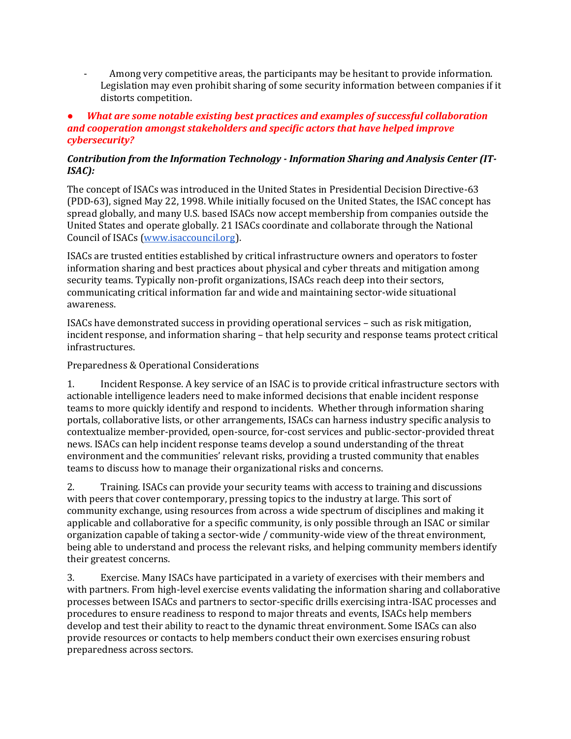- Among very competitive areas, the participants may be hesitant to provide information. Legislation may even prohibit sharing of some security information between companies if it distorts competition.

● ***What are some notable existing best practices and examples of successful collaboration and cooperation amongst stakeholders and specific actors that have helped improve cybersecurity?***

***Contribution from the Information Technology - Information Sharing and Analysis Center (IT-ISAC):***

The concept of ISACs was introduced in the United States in Presidential Decision Directive-63 (PDD-63), signed May 22, 1998. While initially focused on the United States, the ISAC concept has spread globally, and many U.S. based ISACs now accept membership from companies outside the United States and operate globally. 21 ISACs coordinate and collaborate through the National Council of ISACs ([www.isaccouncil.org](http://www.isaccouncil.org)).

ISACs are trusted entities established by critical infrastructure owners and operators to foster information sharing and best practices about physical and cyber threats and mitigation among security teams. Typically non-profit organizations, ISACs reach deep into their sectors, communicating critical information far and wide and maintaining sector-wide situational awareness.

ISACs have demonstrated success in providing operational services – such as risk mitigation, incident response, and information sharing – that help security and response teams protect critical infrastructures.

Preparedness & Operational Considerations

1. Incident Response. A key service of an ISAC is to provide critical infrastructure sectors with actionable intelligence leaders need to make informed decisions that enable incident response teams to more quickly identify and respond to incidents. Whether through information sharing portals, collaborative lists, or other arrangements, ISACs can harness industry specific analysis to contextualize member-provided, open-source, for-cost services and public-sector-provided threat news. ISACs can help incident response teams develop a sound understanding of the threat environment and the communities' relevant risks, providing a trusted community that enables teams to discuss how to manage their organizational risks and concerns.

2. Training. ISACs can provide your security teams with access to training and discussions with peers that cover contemporary, pressing topics to the industry at large. This sort of community exchange, using resources from across a wide spectrum of disciplines and making it applicable and collaborative for a specific community, is only possible through an ISAC or similar organization capable of taking a sector-wide / community-wide view of the threat environment, being able to understand and process the relevant risks, and helping community members identify their greatest concerns.

3. Exercise. Many ISACs have participated in a variety of exercises with their members and with partners. From high-level exercise events validating the information sharing and collaborative processes between ISACs and partners to sector-specific drills exercising intra-ISAC processes and procedures to ensure readiness to respond to major threats and events, ISACs help members develop and test their ability to react to the dynamic threat environment. Some ISACs can also provide resources or contacts to help members conduct their own exercises ensuring robust preparedness across sectors.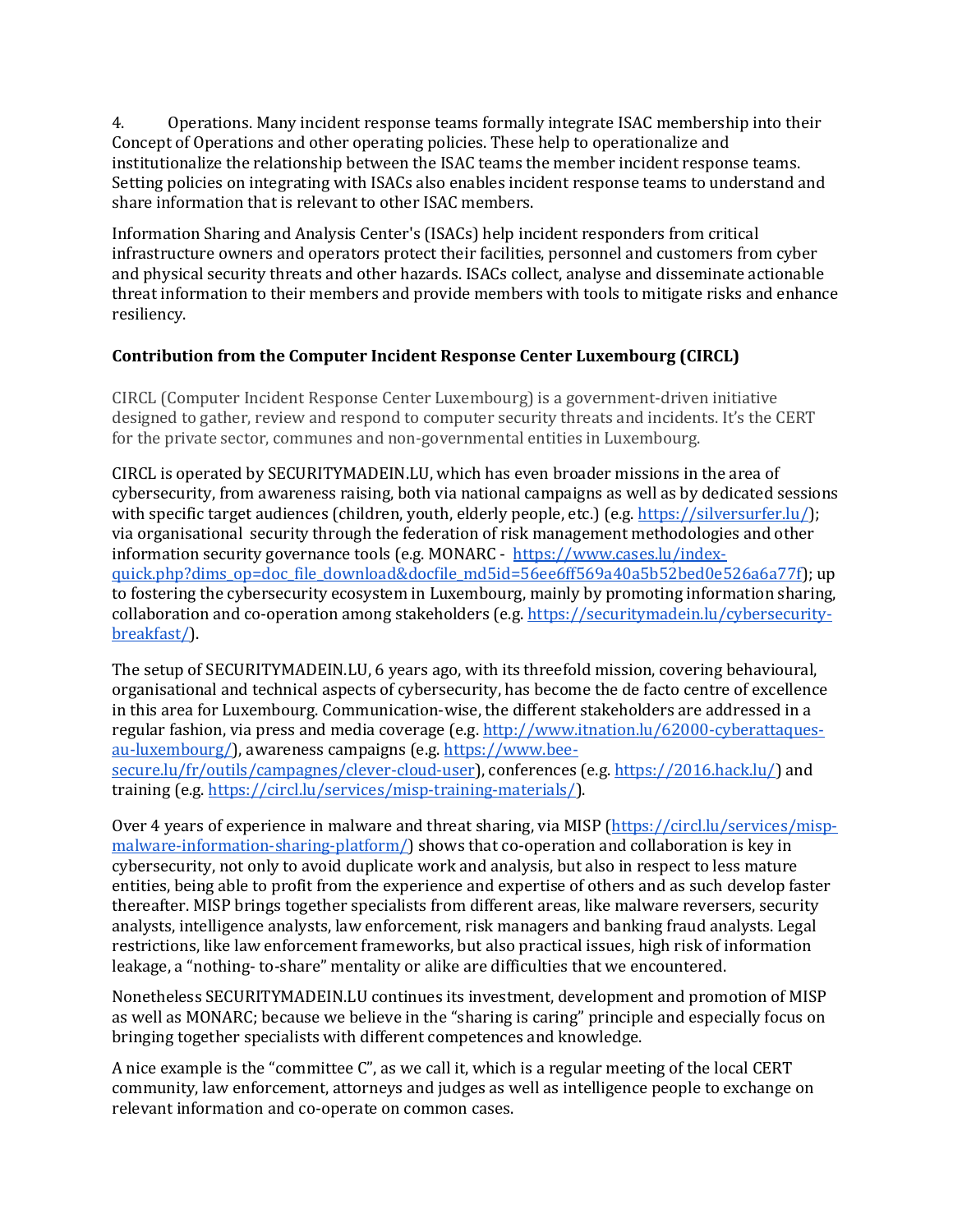4. Operations. Many incident response teams formally integrate ISAC membership into their Concept of Operations and other operating policies. These help to operationalize and institutionalize the relationship between the ISAC teams the member incident response teams. Setting policies on integrating with ISACs also enables incident response teams to understand and share information that is relevant to other ISAC members.

Information Sharing and Analysis Center's (ISACs) help incident responders from critical infrastructure owners and operators protect their facilities, personnel and customers from cyber and physical security threats and other hazards. ISACs collect, analyse and disseminate actionable threat information to their members and provide members with tools to mitigate risks and enhance resiliency.

**Contribution from the Computer Incident Response Center Luxembourg (CIRCL)**

CIRCL (Computer Incident Response Center Luxembourg) is a government-driven initiative designed to gather, review and respond to computer security threats and incidents. It's the CERT for the private sector, communes and non-governmental entities in Luxembourg.

CIRCL is operated by SECURITYMADEIN.LU, which has even broader missions in the area of cybersecurity, from awareness raising, both via national campaigns as well as by dedicated sessions with specific target audiences (children, youth, elderly people, etc.) (e.g. [https://silversurfer.lu/](https://silversurfer.lu/)); via organisational security through the federation of risk management methodologies and other information security governance tools (e.g. MONARC - [https://www.cases.lu/index-quick.php?dims_op=doc_file_download&docfile_md5id=56ee6ff569a40a5b52bed0e526a6a77f](https://www.cases.lu/index-quick.php?dims_op=doc_file_download&docfile_md5id=56ee6ff569a40a5b52bed0e526a6a77f)); up to fostering the cybersecurity ecosystem in Luxembourg, mainly by promoting information sharing, collaboration and co-operation among stakeholders (e.g. [https://securitymadein.lu/cybersecurity-breakfast/](https://securitymadein.lu/cybersecurity-breakfast/)).

The setup of SECURITYMADEIN.LU, 6 years ago, with its threefold mission, covering behavioural, organisational and technical aspects of cybersecurity, has become the de facto centre of excellence in this area for Luxembourg. Communication-wise, the different stakeholders are addressed in a regular fashion, via press and media coverage (e.g. [http://www.itnation.lu/62000-cyberattaques-au-luxembourg/](http://www.itnation.lu/62000-cyberattaques-au-luxembourg/)), awareness campaigns (e.g. [https://www.bee-secure.lu/fr/outils/campagnes/clever-cloud-user](https://www.bee-secure.lu/fr/outils/campagnes/clever-cloud-user)), conferences (e.g. [https://2016.hack.lu/](https://2016.hack.lu/)) and training (e.g. [https://circl.lu/services/misp-training-materials/](https://circl.lu/services/misp-training-materials/)).

Over 4 years of experience in malware and threat sharing, via MISP ([https://circl.lu/services/misp-malware-information-sharing-platform/](https://circl.lu/services/misp-malware-information-sharing-platform/)) shows that co-operation and collaboration is key in cybersecurity, not only to avoid duplicate work and analysis, but also in respect to less mature entities, being able to profit from the experience and expertise of others and as such develop faster thereafter. MISP brings together specialists from different areas, like malware reversers, security analysts, intelligence analysts, law enforcement, risk managers and banking fraud analysts. Legal restrictions, like law enforcement frameworks, but also practical issues, high risk of information leakage, a "nothing- to-share" mentality or alike are difficulties that we encountered.

Nonetheless SECURITYMADEIN.LU continues its investment, development and promotion of MISP as well as MONARC; because we believe in the "sharing is caring" principle and especially focus on bringing together specialists with different competences and knowledge.

A nice example is the "committee C", as we call it, which is a regular meeting of the local CERT community, law enforcement, attorneys and judges as well as intelligence people to exchange on relevant information and co-operate on common cases.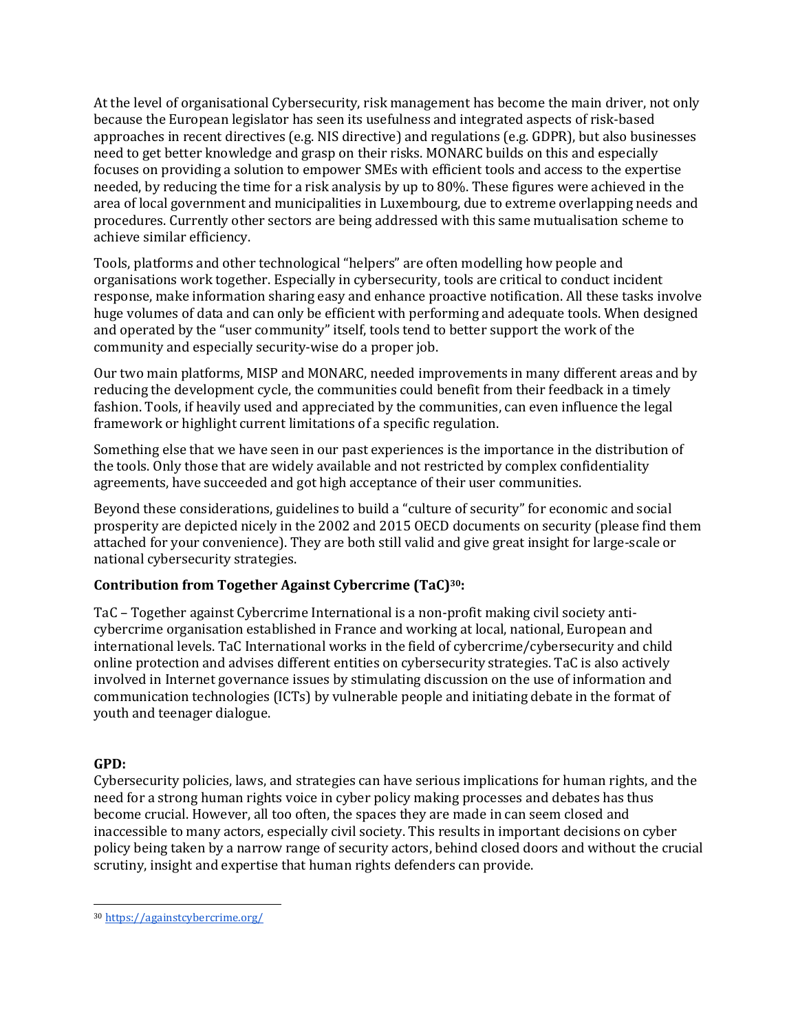At the level of organisational Cybersecurity, risk management has become the main driver, not only because the European legislator has seen its usefulness and integrated aspects of risk-based approaches in recent directives (e.g. NIS directive) and regulations (e.g. GDPR), but also businesses need to get better knowledge and grasp on their risks. MONARC builds on this and especially focuses on providing a solution to empower SMEs with efficient tools and access to the expertise needed, by reducing the time for a risk analysis by up to 80%. These figures were achieved in the area of local government and municipalities in Luxembourg, due to extreme overlapping needs and procedures. Currently other sectors are being addressed with this same mutualisation scheme to achieve similar efficiency.

Tools, platforms and other technological "helpers" are often modelling how people and organisations work together. Especially in cybersecurity, tools are critical to conduct incident response, make information sharing easy and enhance proactive notification. All these tasks involve huge volumes of data and can only be efficient with performing and adequate tools. When designed and operated by the "user community" itself, tools tend to better support the work of the community and especially security-wise do a proper job.

Our two main platforms, MISP and MONARC, needed improvements in many different areas and by reducing the development cycle, the communities could benefit from their feedback in a timely fashion. Tools, if heavily used and appreciated by the communities, can even influence the legal framework or highlight current limitations of a specific regulation.

Something else that we have seen in our past experiences is the importance in the distribution of the tools. Only those that are widely available and not restricted by complex confidentiality agreements, have succeeded and got high acceptance of their user communities.

Beyond these considerations, guidelines to build a "culture of security" for economic and social prosperity are depicted nicely in the 2002 and 2015 OECD documents on security (please find them attached for your convenience). They are both still valid and give great insight for large-scale or national cybersecurity strategies.

**Contribution from Together Against Cybercrime (TaC)[30]:**

TaC – Together against Cybercrime International is a non-profit making civil society anti-cybercrime organisation established in France and working at local, national, European and international levels. TaC International works in the field of cybercrime/cybersecurity and child online protection and advises different entities on cybersecurity strategies. TaC is also actively involved in Internet governance issues by stimulating discussion on the use of information and communication technologies (ICTs) by vulnerable people and initiating debate in the format of youth and teenager dialogue.

**GPD:**

Cybersecurity policies, laws, and strategies can have serious implications for human rights, and the need for a strong human rights voice in cyber policy making processes and debates has thus become crucial. However, all too often, the spaces they are made in can seem closed and inaccessible to many actors, especially civil society. This results in important decisions on cyber policy being taken by a narrow range of security actors, behind closed doors and without the crucial scrutiny, insight and expertise that human rights defenders can provide.

---

[30] https://againstcybercrime.org/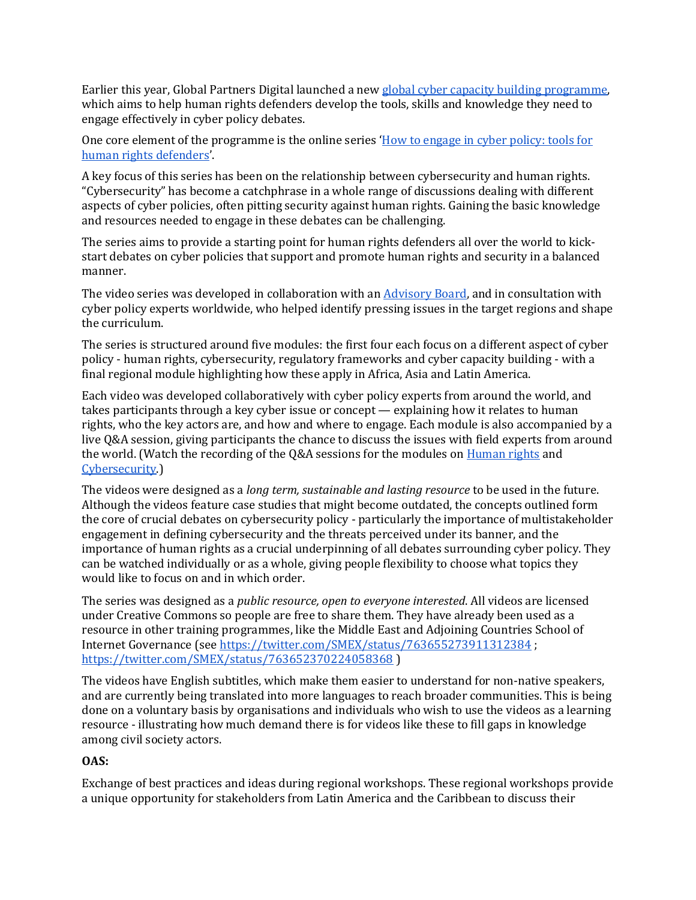Earlier this year, Global Partners Digital launched a new [global cyber capacity building programme](), which aims to help human rights defenders develop the tools, skills and knowledge they need to engage effectively in cyber policy debates.

One core element of the programme is the online series '[How to engage in cyber policy: tools for human rights defenders]()'.

A key focus of this series has been on the relationship between cybersecurity and human rights. "Cybersecurity" has become a catchphrase in a whole range of discussions dealing with different aspects of cyber policies, often pitting security against human rights. Gaining the basic knowledge and resources needed to engage in these debates can be challenging.

The series aims to provide a starting point for human rights defenders all over the world to kick-start debates on cyber policies that support and promote human rights and security in a balanced manner.

The video series was developed in collaboration with an [Advisory Board](), and in consultation with cyber policy experts worldwide, who helped identify pressing issues in the target regions and shape the curriculum.

The series is structured around five modules: the first four each focus on a different aspect of cyber policy - human rights, cybersecurity, regulatory frameworks and cyber capacity building - with a final regional module highlighting how these apply in Africa, Asia and Latin America.

Each video was developed collaboratively with cyber policy experts from around the world, and takes participants through a key cyber issue or concept — explaining how it relates to human rights, who the key actors are, and how and where to engage. Each module is also accompanied by a live Q&A session, giving participants the chance to discuss the issues with field experts from around the world. (Watch the recording of the Q&A sessions for the modules on [Human rights]() and [Cybersecurity]().)

The videos were designed as a *long term, sustainable and lasting resource* to be used in the future. Although the videos feature case studies that might become outdated, the concepts outlined form the core of crucial debates on cybersecurity policy - particularly the importance of multistakeholder engagement in defining cybersecurity and the threats perceived under its banner, and the importance of human rights as a crucial underpinning of all debates surrounding cyber policy. They can be watched individually or as a whole, giving people flexibility to choose what topics they would like to focus on and in which order.

The series was designed as a *public resource, open to everyone interested*. All videos are licensed under Creative Commons so people are free to share them. They have already been used as a resource in other training programmes, like the Middle East and Adjoining Countries School of Internet Governance (see https://twitter.com/SMEX/status/763655273911312384 ; https://twitter.com/SMEX/status/763652370224058368 )

The videos have English subtitles, which make them easier to understand for non-native speakers, and are currently being translated into more languages to reach broader communities. This is being done on a voluntary basis by organisations and individuals who wish to use the videos as a learning resource - illustrating how much demand there is for videos like these to fill gaps in knowledge among civil society actors.

**OAS:**

Exchange of best practices and ideas during regional workshops. These regional workshops provide a unique opportunity for stakeholders from Latin America and the Caribbean to discuss their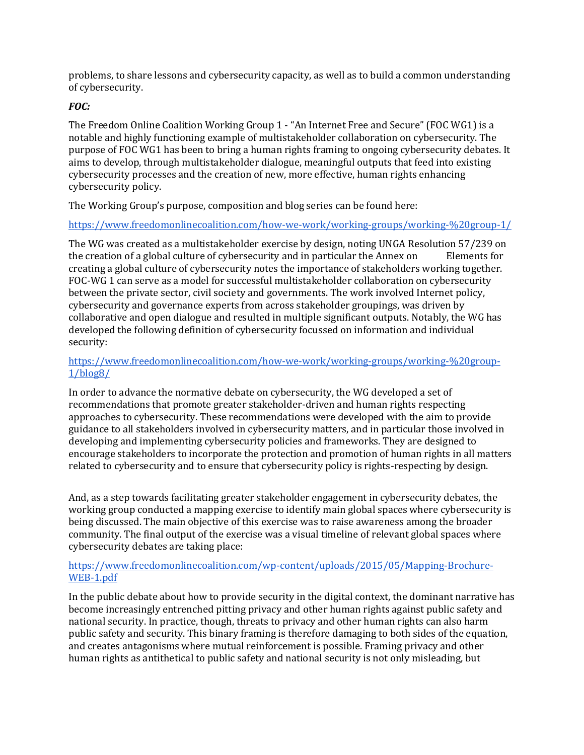problems, to share lessons and cybersecurity capacity, as well as to build a common understanding of cybersecurity.

***FOC:***

The Freedom Online Coalition Working Group 1 - "An Internet Free and Secure" (FOC WG1) is a notable and highly functioning example of multistakeholder collaboration on cybersecurity. The purpose of FOC WG1 has been to bring a human rights framing to ongoing cybersecurity debates. It aims to develop, through multistakeholder dialogue, meaningful outputs that feed into existing cybersecurity processes and the creation of new, more effective, human rights enhancing cybersecurity policy.

The Working Group's purpose, composition and blog series can be found here:

https://www.freedomonlinecoalition.com/how-we-work/working-groups/working-%20group-1/

The WG was created as a multistakeholder exercise by design, noting UNGA Resolution 57/239 on the creation of a global culture of cybersecurity and in particular the Annex on Elements for creating a global culture of cybersecurity notes the importance of stakeholders working together. FOC-WG 1 can serve as a model for successful multistakeholder collaboration on cybersecurity between the private sector, civil society and governments. The work involved Internet policy, cybersecurity and governance experts from across stakeholder groupings, was driven by collaborative and open dialogue and resulted in multiple significant outputs. Notably, the WG has developed the following definition of cybersecurity focussed on information and individual security:

https://www.freedomonlinecoalition.com/how-we-work/working-groups/working-%20group-1/blog8/

In order to advance the normative debate on cybersecurity, the WG developed a set of recommendations that promote greater stakeholder-driven and human rights respecting approaches to cybersecurity. These recommendations were developed with the aim to provide guidance to all stakeholders involved in cybersecurity matters, and in particular those involved in developing and implementing cybersecurity policies and frameworks. They are designed to encourage stakeholders to incorporate the protection and promotion of human rights in all matters related to cybersecurity and to ensure that cybersecurity policy is rights-respecting by design.

And, as a step towards facilitating greater stakeholder engagement in cybersecurity debates, the working group conducted a mapping exercise to identify main global spaces where cybersecurity is being discussed. The main objective of this exercise was to raise awareness among the broader community. The final output of the exercise was a visual timeline of relevant global spaces where cybersecurity debates are taking place:

https://www.freedomonlinecoalition.com/wp-content/uploads/2015/05/Mapping-Brochure-WEB-1.pdf

In the public debate about how to provide security in the digital context, the dominant narrative has become increasingly entrenched pitting privacy and other human rights against public safety and national security. In practice, though, threats to privacy and other human rights can also harm public safety and security. This binary framing is therefore damaging to both sides of the equation, and creates antagonisms where mutual reinforcement is possible. Framing privacy and other human rights as antithetical to public safety and national security is not only misleading, but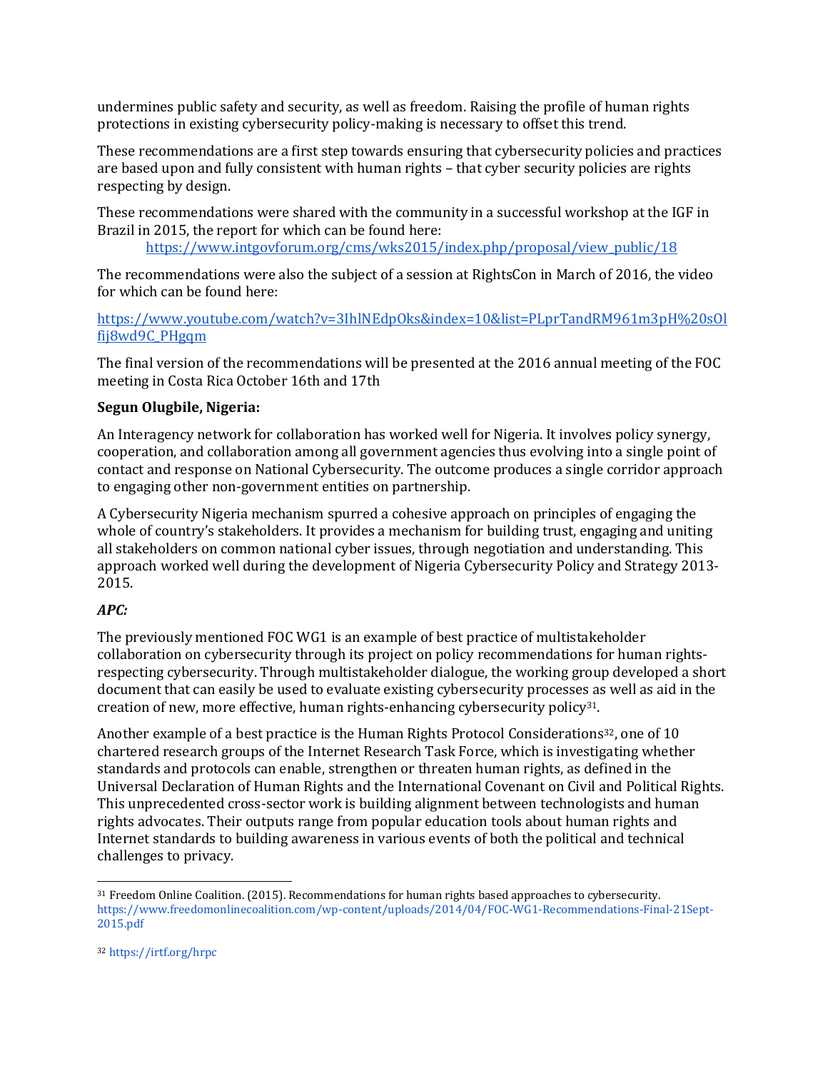undermines public safety and security, as well as freedom. Raising the profile of human rights protections in existing cybersecurity policy-making is necessary to offset this trend.

These recommendations are a first step towards ensuring that cybersecurity policies and practices are based upon and fully consistent with human rights – that cyber security policies are rights respecting by design.

These recommendations were shared with the community in a successful workshop at the IGF in Brazil in 2015, the report for which can be found here:
https://www.intgovforum.org/cms/wks2015/index.php/proposal/view_public/18

The recommendations were also the subject of a session at RightsCon in March of 2016, the video for which can be found here:

https://www.youtube.com/watch?v=3IhlNEdpOks&index=10&list=PLprTandRM961m3pH%20sOlfij8wd9C_PHgqm

The final version of the recommendations will be presented at the 2016 annual meeting of the FOC meeting in Costa Rica October 16th and 17th

**Segun Olugbile, Nigeria:**

An Interagency network for collaboration has worked well for Nigeria. It involves policy synergy, cooperation, and collaboration among all government agencies thus evolving into a single point of contact and response on National Cybersecurity. The outcome produces a single corridor approach to engaging other non-government entities on partnership.

A Cybersecurity Nigeria mechanism spurred a cohesive approach on principles of engaging the whole of country's stakeholders. It provides a mechanism for building trust, engaging and uniting all stakeholders on common national cyber issues, through negotiation and understanding. This approach worked well during the development of Nigeria Cybersecurity Policy and Strategy 2013-2015.

***APC:***

The previously mentioned FOC WG1 is an example of best practice of multistakeholder collaboration on cybersecurity through its project on policy recommendations for human rights-respecting cybersecurity. Through multistakeholder dialogue, the working group developed a short document that can easily be used to evaluate existing cybersecurity processes as well as aid in the creation of new, more effective, human rights-enhancing cybersecurity policy[31].

Another example of a best practice is the Human Rights Protocol Considerations[32], one of 10 chartered research groups of the Internet Research Task Force, which is investigating whether standards and protocols can enable, strengthen or threaten human rights, as defined in the Universal Declaration of Human Rights and the International Covenant on Civil and Political Rights. This unprecedented cross-sector work is building alignment between technologists and human rights advocates. Their outputs range from popular education tools about human rights and Internet standards to building awareness in various events of both the political and technical challenges to privacy.

---

[31] Freedom Online Coalition. (2015). Recommendations for human rights based approaches to cybersecurity. https://www.freedomonlinecoalition.com/wp-content/uploads/2014/04/FOC-WG1-Recommendations-Final-21Sept-2015.pdf

[32] https://irtf.org/hrpc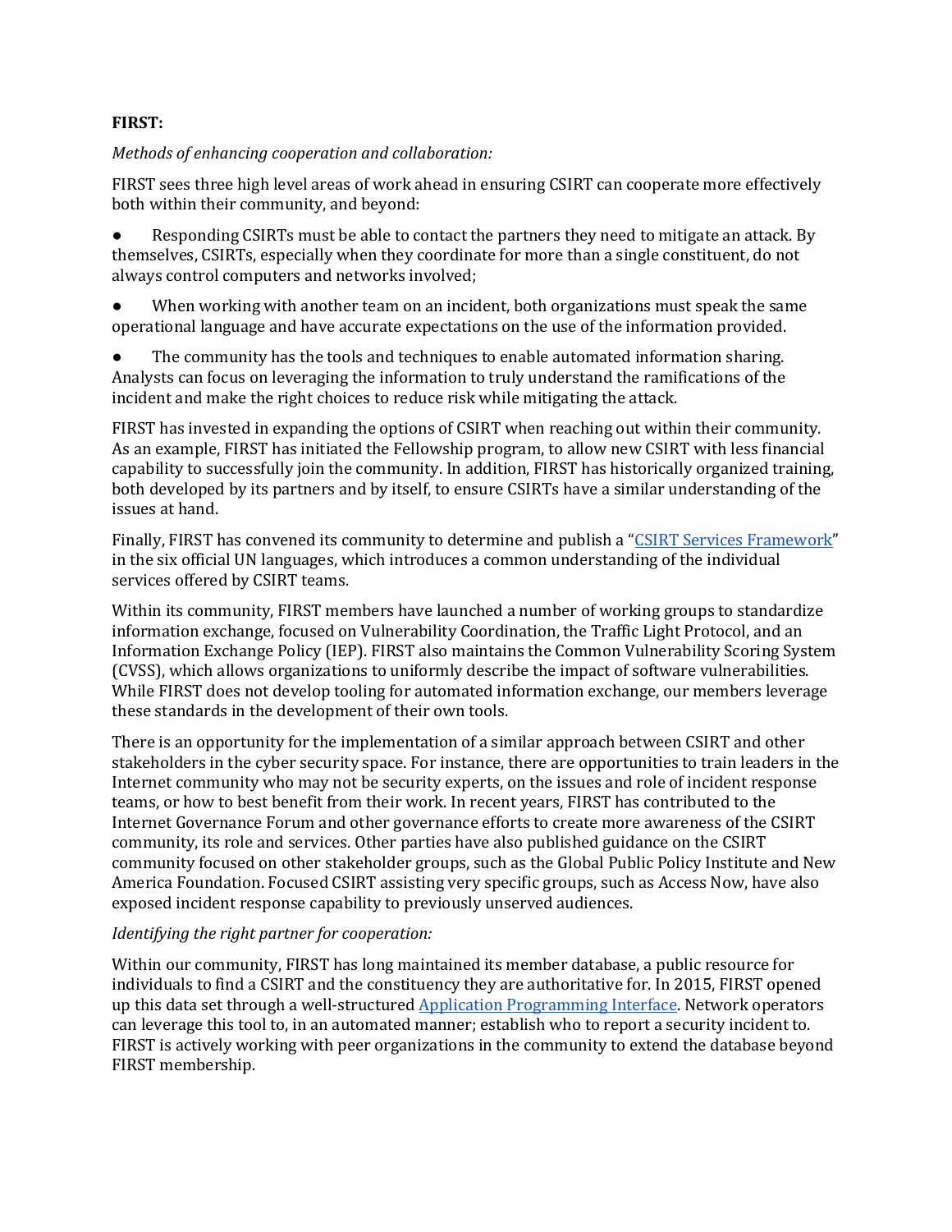**FIRST:**

*Methods of enhancing cooperation and collaboration:*

FIRST sees three high level areas of work ahead in ensuring CSIRT can cooperate more effectively both within their community, and beyond:

- Responding CSIRTs must be able to contact the partners they need to mitigate an attack. By themselves, CSIRTs, especially when they coordinate for more than a single constituent, do not always control computers and networks involved;
- When working with another team on an incident, both organizations must speak the same operational language and have accurate expectations on the use of the information provided.
- The community has the tools and techniques to enable automated information sharing. Analysts can focus on leveraging the information to truly understand the ramifications of the incident and make the right choices to reduce risk while mitigating the attack.

FIRST has invested in expanding the options of CSIRT when reaching out within their community. As an example, FIRST has initiated the Fellowship program, to allow new CSIRT with less financial capability to successfully join the community. In addition, FIRST has historically organized training, both developed by its partners and by itself, to ensure CSIRTs have a similar understanding of the issues at hand.

Finally, FIRST has convened its community to determine and publish a "CSIRT Services Framework" in the six official UN languages, which introduces a common understanding of the individual services offered by CSIRT teams.

Within its community, FIRST members have launched a number of working groups to standardize information exchange, focused on Vulnerability Coordination, the Traffic Light Protocol, and an Information Exchange Policy (IEP). FIRST also maintains the Common Vulnerability Scoring System (CVSS), which allows organizations to uniformly describe the impact of software vulnerabilities. While FIRST does not develop tooling for automated information exchange, our members leverage these standards in the development of their own tools.

There is an opportunity for the implementation of a similar approach between CSIRT and other stakeholders in the cyber security space. For instance, there are opportunities to train leaders in the Internet community who may not be security experts, on the issues and role of incident response teams, or how to best benefit from their work. In recent years, FIRST has contributed to the Internet Governance Forum and other governance efforts to create more awareness of the CSIRT community, its role and services. Other parties have also published guidance on the CSIRT community focused on other stakeholder groups, such as the Global Public Policy Institute and New America Foundation. Focused CSIRT assisting very specific groups, such as Access Now, have also exposed incident response capability to previously unserved audiences.

*Identifying the right partner for cooperation:*

Within our community, FIRST has long maintained its member database, a public resource for individuals to find a CSIRT and the constituency they are authoritative for. In 2015, FIRST opened up this data set through a well-structured Application Programming Interface. Network operators can leverage this tool to, in an automated manner; establish who to report a security incident to. FIRST is actively working with peer organizations in the community to extend the database beyond FIRST membership.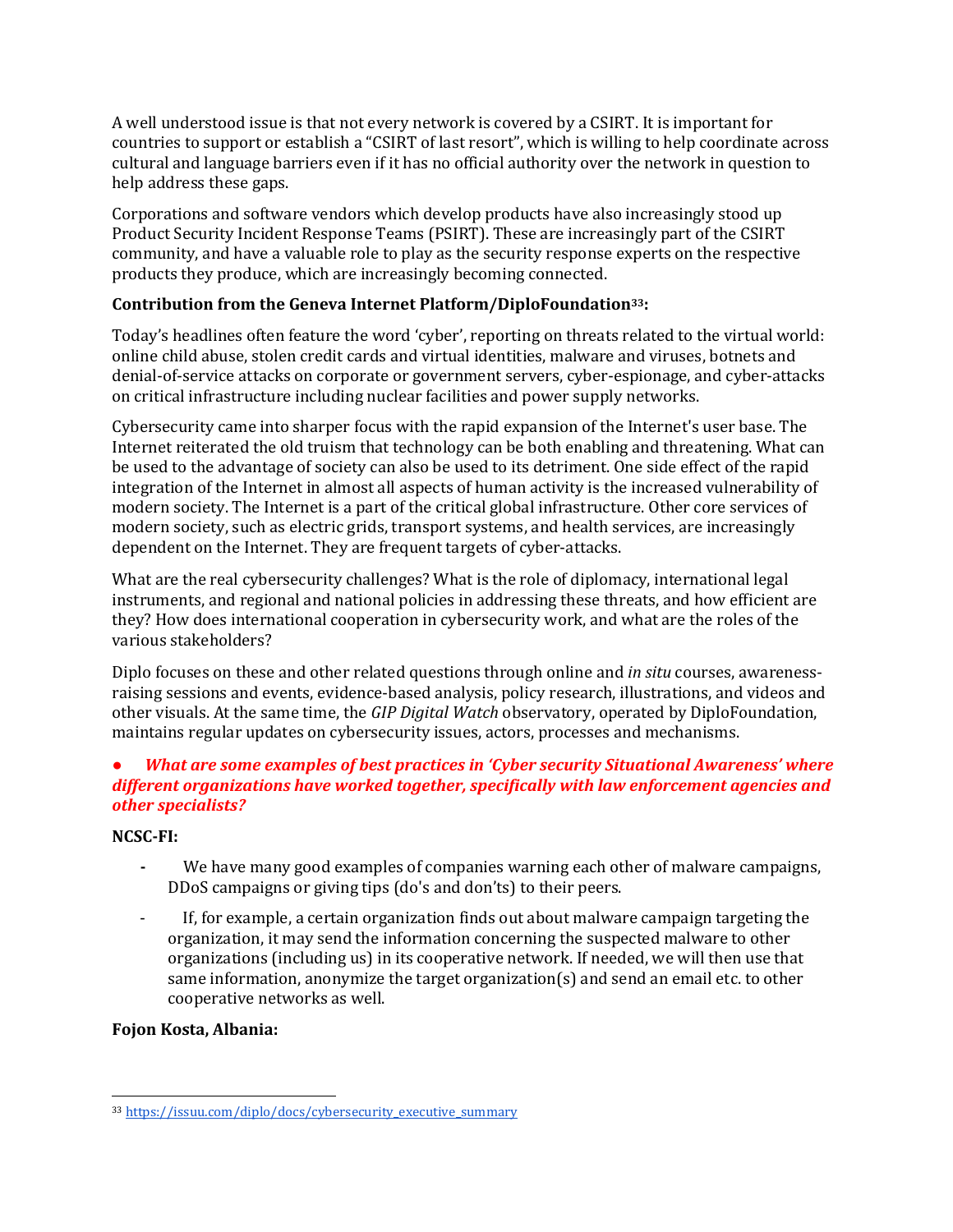A well understood issue is that not every network is covered by a CSIRT. It is important for countries to support or establish a "CSIRT of last resort", which is willing to help coordinate across cultural and language barriers even if it has no official authority over the network in question to help address these gaps.

Corporations and software vendors which develop products have also increasingly stood up Product Security Incident Response Teams (PSIRT). These are increasingly part of the CSIRT community, and have a valuable role to play as the security response experts on the respective products they produce, which are increasingly becoming connected.

**Contribution from the Geneva Internet Platform/DiploFoundation[33]:**

Today's headlines often feature the word 'cyber', reporting on threats related to the virtual world: online child abuse, stolen credit cards and virtual identities, malware and viruses, botnets and denial-of-service attacks on corporate or government servers, cyber-espionage, and cyber-attacks on critical infrastructure including nuclear facilities and power supply networks.

Cybersecurity came into sharper focus with the rapid expansion of the Internet's user base. The Internet reiterated the old truism that technology can be both enabling and threatening. What can be used to the advantage of society can also be used to its detriment. One side effect of the rapid integration of the Internet in almost all aspects of human activity is the increased vulnerability of modern society. The Internet is a part of the critical global infrastructure. Other core services of modern society, such as electric grids, transport systems, and health services, are increasingly dependent on the Internet. They are frequent targets of cyber-attacks.

What are the real cybersecurity challenges? What is the role of diplomacy, international legal instruments, and regional and national policies in addressing these threats, and how efficient are they? How does international cooperation in cybersecurity work, and what are the roles of the various stakeholders?

Diplo focuses on these and other related questions through online and *in situ* courses, awareness-raising sessions and events, evidence-based analysis, policy research, illustrations, and videos and other visuals. At the same time, the *GIP Digital Watch* observatory, operated by DiploFoundation, maintains regular updates on cybersecurity issues, actors, processes and mechanisms.

- ***What are some examples of best practices in 'Cyber security Situational Awareness' where different organizations have worked together, specifically with law enforcement agencies and other specialists?***

**NCSC-FI:**

- We have many good examples of companies warning each other of malware campaigns, DDoS campaigns or giving tips (do's and don'ts) to their peers.
- If, for example, a certain organization finds out about malware campaign targeting the organization, it may send the information concerning the suspected malware to other organizations (including us) in its cooperative network. If needed, we will then use that same information, anonymize the target organization(s) and send an email etc. to other cooperative networks as well.

**Fojon Kosta, Albania:**

[33] https://issuu.com/diplo/docs/cybersecurity_executive_summary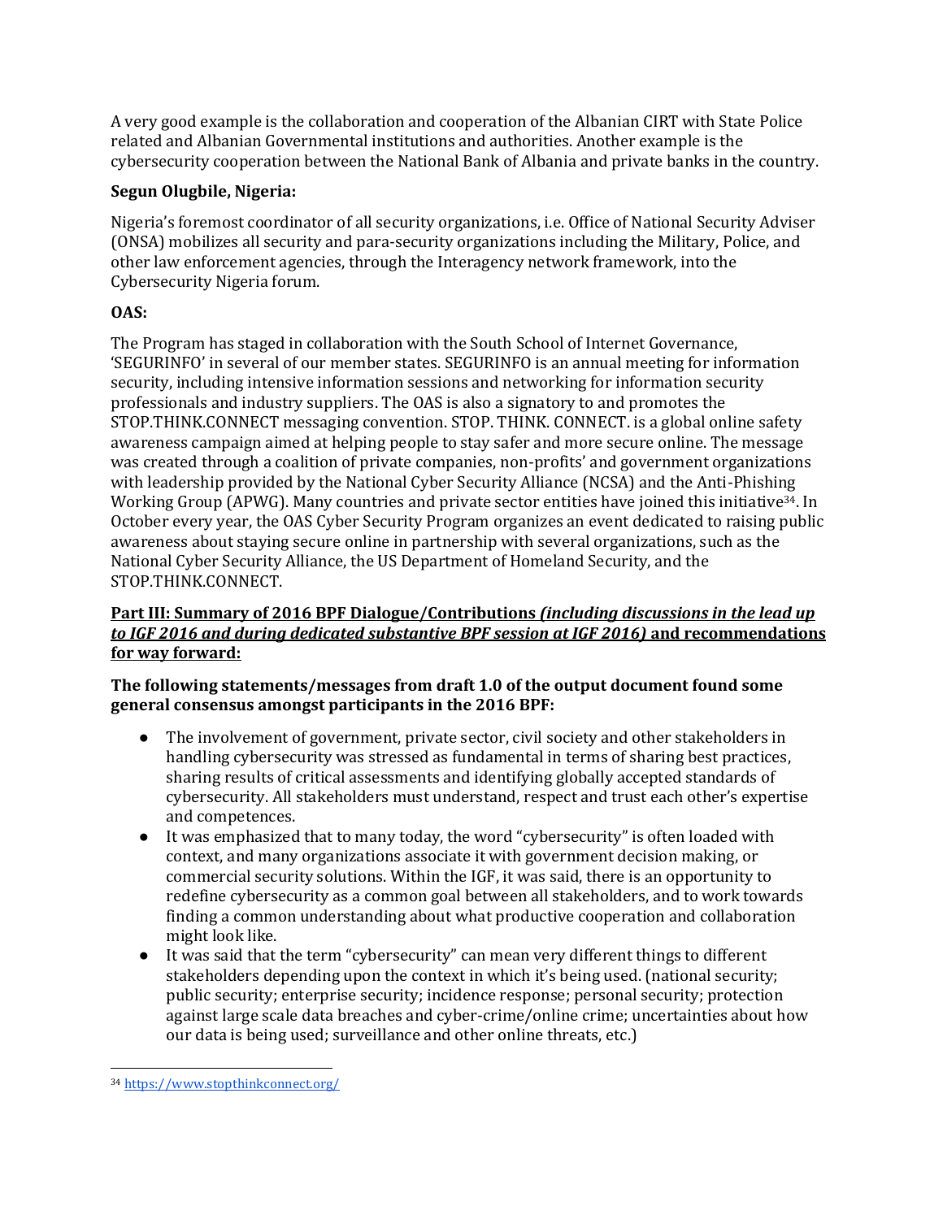A very good example is the collaboration and cooperation of the Albanian CIRT with State Police related and Albanian Governmental institutions and authorities. Another example is the cybersecurity cooperation between the National Bank of Albania and private banks in the country.

**Segun Olugbile, Nigeria:**

Nigeria's foremost coordinator of all security organizations, i.e. Office of National Security Adviser (ONSA) mobilizes all security and para-security organizations including the Military, Police, and other law enforcement agencies, through the Interagency network framework, into the Cybersecurity Nigeria forum.

**OAS:**

The Program has staged in collaboration with the South School of Internet Governance, 'SEGURINFO' in several of our member states. SEGURINFO is an annual meeting for information security, including intensive information sessions and networking for information security professionals and industry suppliers. The OAS is also a signatory to and promotes the STOP.THINK.CONNECT messaging convention. STOP. THINK. CONNECT. is a global online safety awareness campaign aimed at helping people to stay safer and more secure online. The message was created through a coalition of private companies, non-profits' and government organizations with leadership provided by the National Cyber Security Alliance (NCSA) and the Anti-Phishing Working Group (APWG). Many countries and private sector entities have joined this initiative[34]. In October every year, the OAS Cyber Security Program organizes an event dedicated to raising public awareness about staying secure online in partnership with several organizations, such as the National Cyber Security Alliance, the US Department of Homeland Security, and the STOP.THINK.CONNECT.

**Part III: Summary of 2016 BPF Dialogue/Contributions *(including discussions in the lead up to IGF 2016 and during dedicated substantive BPF session at IGF 2016)* and recommendations for way forward:**

**The following statements/messages from draft 1.0 of the output document found some general consensus amongst participants in the 2016 BPF:**

- The involvement of government, private sector, civil society and other stakeholders in handling cybersecurity was stressed as fundamental in terms of sharing best practices, sharing results of critical assessments and identifying globally accepted standards of cybersecurity. All stakeholders must understand, respect and trust each other's expertise and competences.
- It was emphasized that to many today, the word "cybersecurity" is often loaded with context, and many organizations associate it with government decision making, or commercial security solutions. Within the IGF, it was said, there is an opportunity to redefine cybersecurity as a common goal between all stakeholders, and to work towards finding a common understanding about what productive cooperation and collaboration might look like.
- It was said that the term "cybersecurity" can mean very different things to different stakeholders depending upon the context in which it's being used. (national security; public security; enterprise security; incidence response; personal security; protection against large scale data breaches and cyber-crime/online crime; uncertainties about how our data is being used; surveillance and other online threats, etc.)

[34] https://www.stopthinkconnect.org/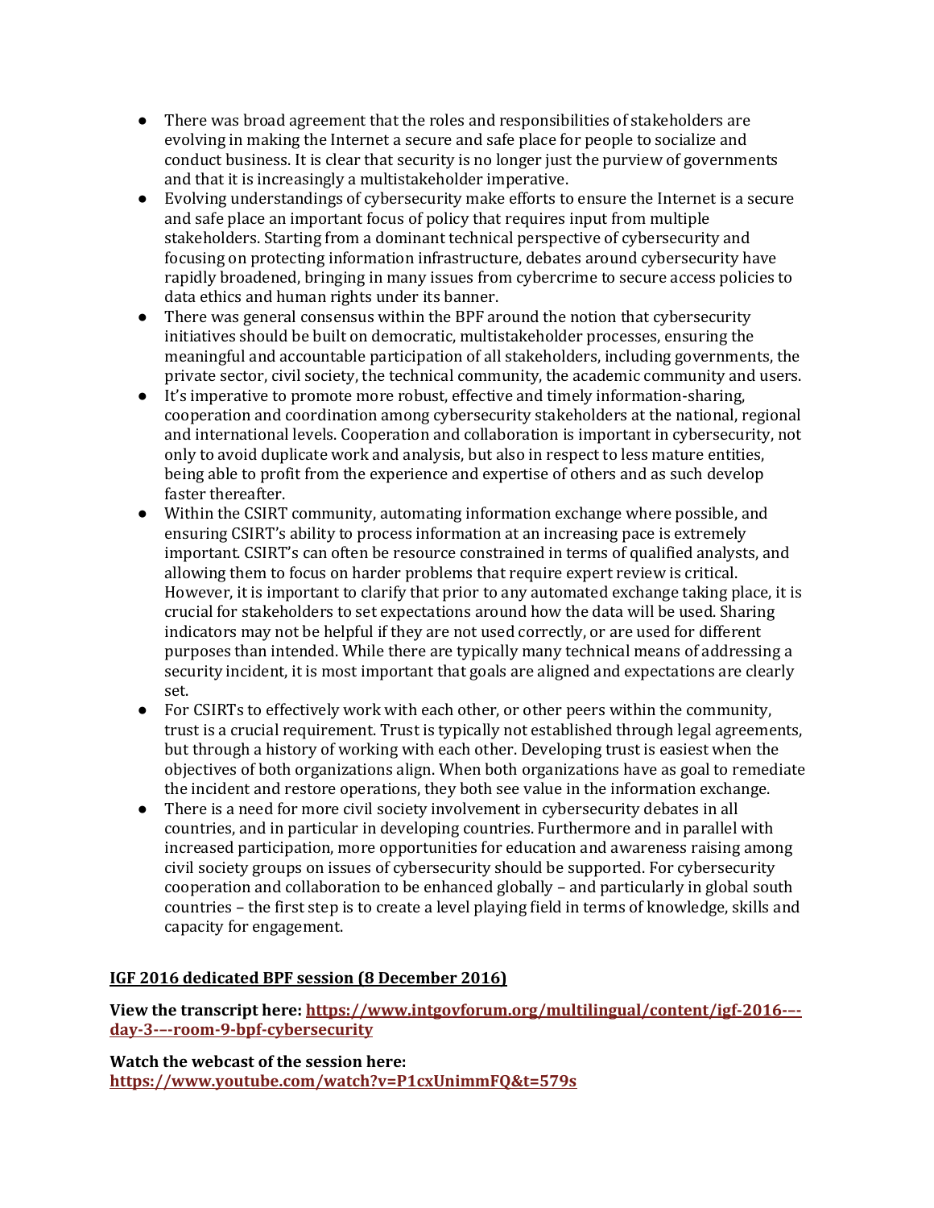- There was broad agreement that the roles and responsibilities of stakeholders are evolving in making the Internet a secure and safe place for people to socialize and conduct business. It is clear that security is no longer just the purview of governments and that it is increasingly a multistakeholder imperative.
- Evolving understandings of cybersecurity make efforts to ensure the Internet is a secure and safe place an important focus of policy that requires input from multiple stakeholders. Starting from a dominant technical perspective of cybersecurity and focusing on protecting information infrastructure, debates around cybersecurity have rapidly broadened, bringing in many issues from cybercrime to secure access policies to data ethics and human rights under its banner.
- There was general consensus within the BPF around the notion that cybersecurity initiatives should be built on democratic, multistakeholder processes, ensuring the meaningful and accountable participation of all stakeholders, including governments, the private sector, civil society, the technical community, the academic community and users.
- It's imperative to promote more robust, effective and timely information-sharing, cooperation and coordination among cybersecurity stakeholders at the national, regional and international levels. Cooperation and collaboration is important in cybersecurity, not only to avoid duplicate work and analysis, but also in respect to less mature entities, being able to profit from the experience and expertise of others and as such develop faster thereafter.
- Within the CSIRT community, automating information exchange where possible, and ensuring CSIRT's ability to process information at an increasing pace is extremely important. CSIRT's can often be resource constrained in terms of qualified analysts, and allowing them to focus on harder problems that require expert review is critical. However, it is important to clarify that prior to any automated exchange taking place, it is crucial for stakeholders to set expectations around how the data will be used. Sharing indicators may not be helpful if they are not used correctly, or are used for different purposes than intended. While there are typically many technical means of addressing a security incident, it is most important that goals are aligned and expectations are clearly set.
- For CSIRTs to effectively work with each other, or other peers within the community, trust is a crucial requirement. Trust is typically not established through legal agreements, but through a history of working with each other. Developing trust is easiest when the objectives of both organizations align. When both organizations have as goal to remediate the incident and restore operations, they both see value in the information exchange.
- There is a need for more civil society involvement in cybersecurity debates in all countries, and in particular in developing countries. Furthermore and in parallel with increased participation, more opportunities for education and awareness raising among civil society groups on issues of cybersecurity should be supported. For cybersecurity cooperation and collaboration to be enhanced globally – and particularly in global south countries – the first step is to create a level playing field in terms of knowledge, skills and capacity for engagement.

**IGF 2016 dedicated BPF session (8 December 2016)**

**View the transcript here: [https://www.intgovforum.org/multilingual/content/igf-2016-––day-3-––room-9-bpf-cybersecurity](https://www.intgovforum.org/multilingual/content/igf-2016-––day-3-––room-9-bpf-cybersecurity)**

**Watch the webcast of the session here:**
**[https://www.youtube.com/watch?v=P1cxUnimmFQ&t=579s](https://www.youtube.com/watch?v=P1cxUnimmFQ&t=579s)**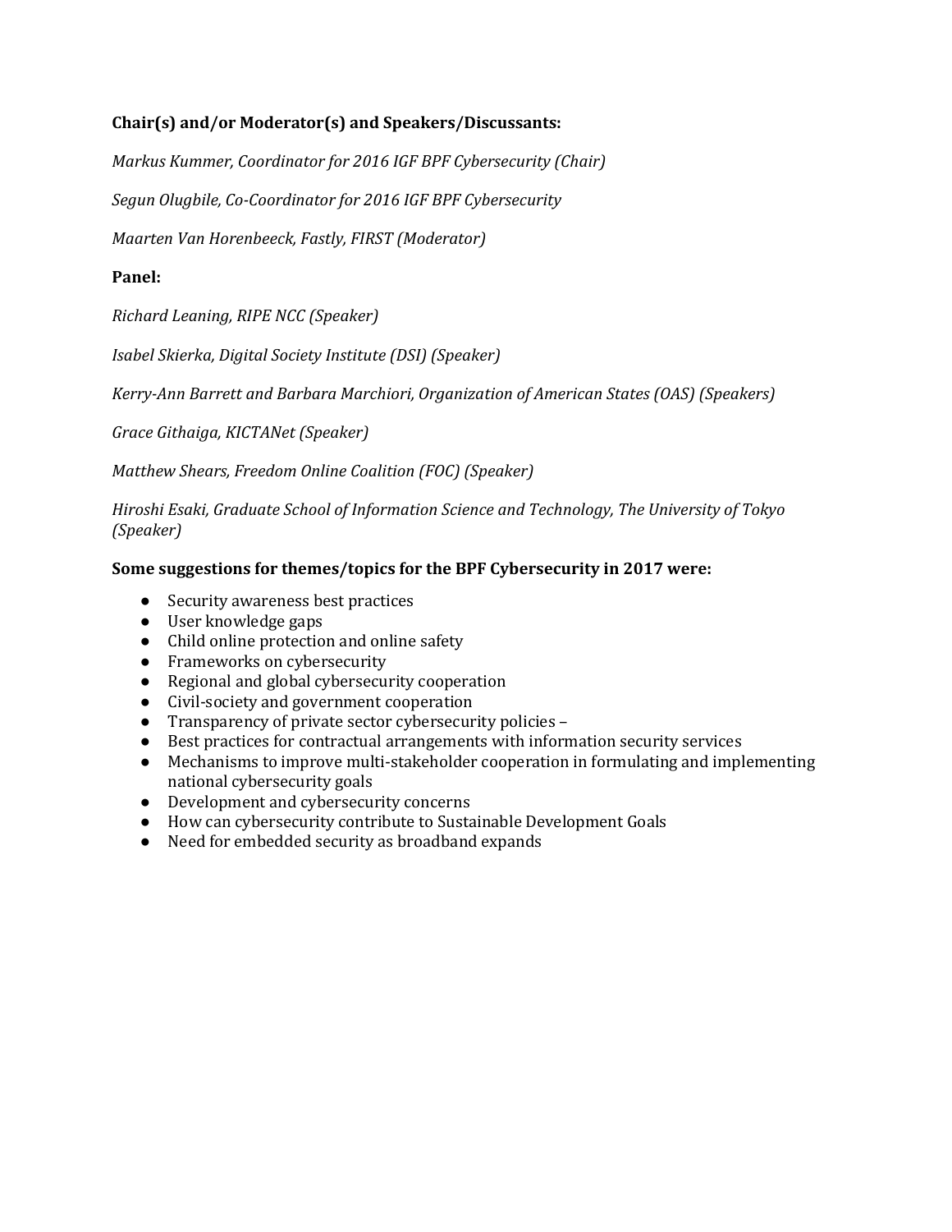**Chair(s) and/or Moderator(s) and Speakers/Discussants:**

*Markus Kummer, Coordinator for 2016 IGF BPF Cybersecurity (Chair)*

*Segun Olugbile, Co-Coordinator for 2016 IGF BPF Cybersecurity*

*Maarten Van Horenbeeck, Fastly, FIRST (Moderator)*

**Panel:**

*Richard Leaning, RIPE NCC (Speaker)*

*Isabel Skierka, Digital Society Institute (DSI) (Speaker)*

*Kerry-Ann Barrett and Barbara Marchiori, Organization of American States (OAS) (Speakers)*

*Grace Githaiga, KICTANet (Speaker)*

*Matthew Shears, Freedom Online Coalition (FOC) (Speaker)*

*Hiroshi Esaki, Graduate School of Information Science and Technology, The University of Tokyo (Speaker)*

**Some suggestions for themes/topics for the BPF Cybersecurity in 2017 were:**

- Security awareness best practices
- User knowledge gaps
- Child online protection and online safety
- Frameworks on cybersecurity
- Regional and global cybersecurity cooperation
- Civil-society and government cooperation
- Transparency of private sector cybersecurity policies –
- Best practices for contractual arrangements with information security services
- Mechanisms to improve multi-stakeholder cooperation in formulating and implementing national cybersecurity goals
- Development and cybersecurity concerns
- How can cybersecurity contribute to Sustainable Development Goals
- Need for embedded security as broadband expands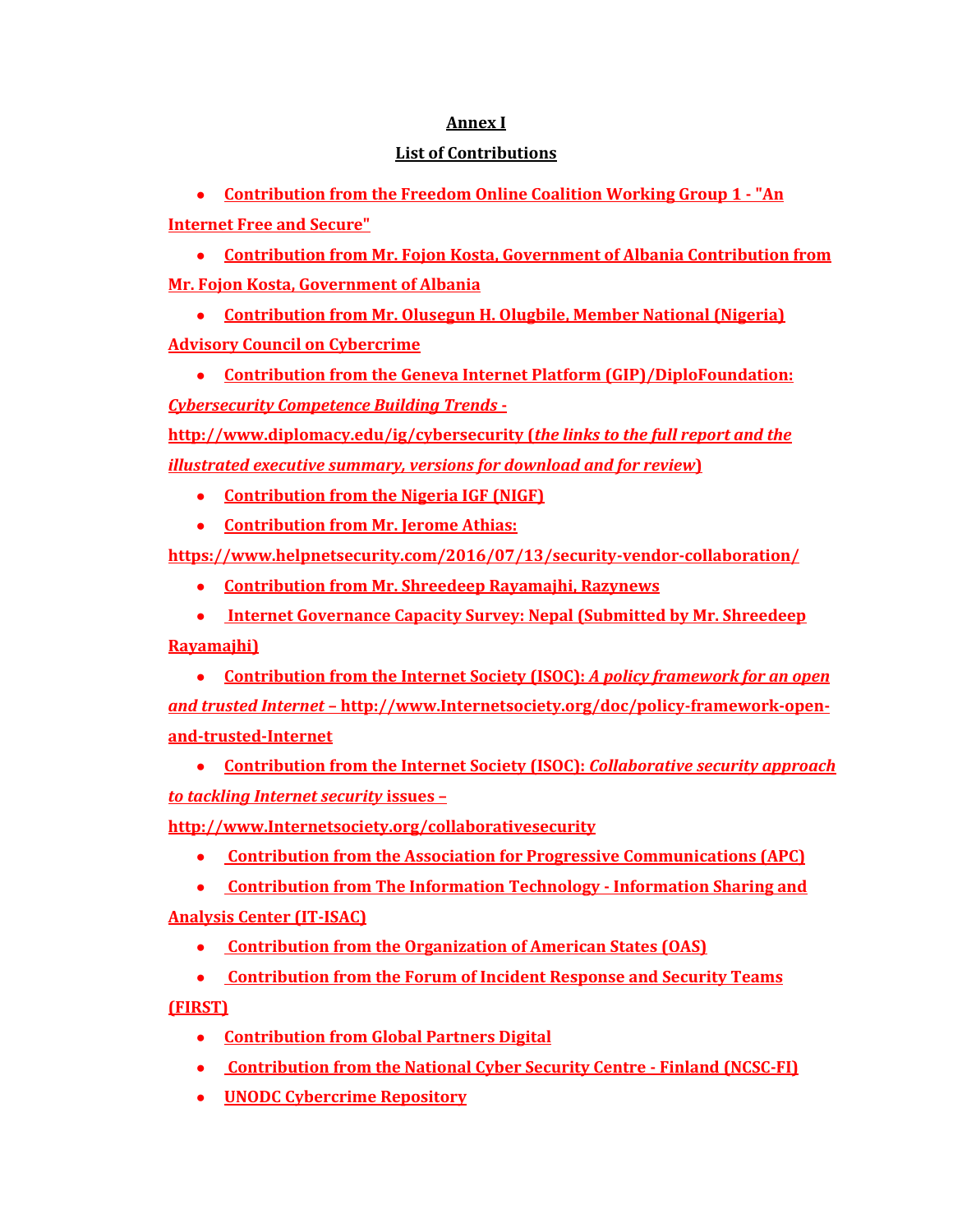## Annex I

## List of Contributions

- Contribution from the Freedom Online Coalition Working Group 1 - "An Internet Free and Secure"
- Contribution from Mr. Fojon Kosta, Government of Albania Contribution from Mr. Fojon Kosta, Government of Albania
- Contribution from Mr. Olusegun H. Olugbile, Member National (Nigeria) Advisory Council on Cybercrime
- Contribution from the Geneva Internet Platform (GIP)/DiploFoundation: *Cybersecurity Competence Building Trends* - http://www.diplomacy.edu/ig/cybersecurity (*the links to the full report and the illustrated executive summary, versions for download and for review*)
- Contribution from the Nigeria IGF (NIGF)
- Contribution from Mr. Jerome Athias: https://www.helpnetsecurity.com/2016/07/13/security-vendor-collaboration/
- Contribution from Mr. Shreedeep Rayamajhi, Razynews
- Internet Governance Capacity Survey: Nepal (Submitted by Mr. Shreedeep Rayamajhi)
- Contribution from the Internet Society (ISOC): *A policy framework for an open and trusted Internet* – http://www.Internetsociety.org/doc/policy-framework-open-and-trusted-Internet
- Contribution from the Internet Society (ISOC): *Collaborative security approach to tackling Internet security* issues – http://www.Internetsociety.org/collaborativesecurity
- Contribution from the Association for Progressive Communications (APC)
- Contribution from The Information Technology - Information Sharing and Analysis Center (IT-ISAC)
- Contribution from the Organization of American States (OAS)
- Contribution from the Forum of Incident Response and Security Teams (FIRST)
- Contribution from Global Partners Digital
- Contribution from the National Cyber Security Centre - Finland (NCSC-FI)
- UNODC Cybercrime Repository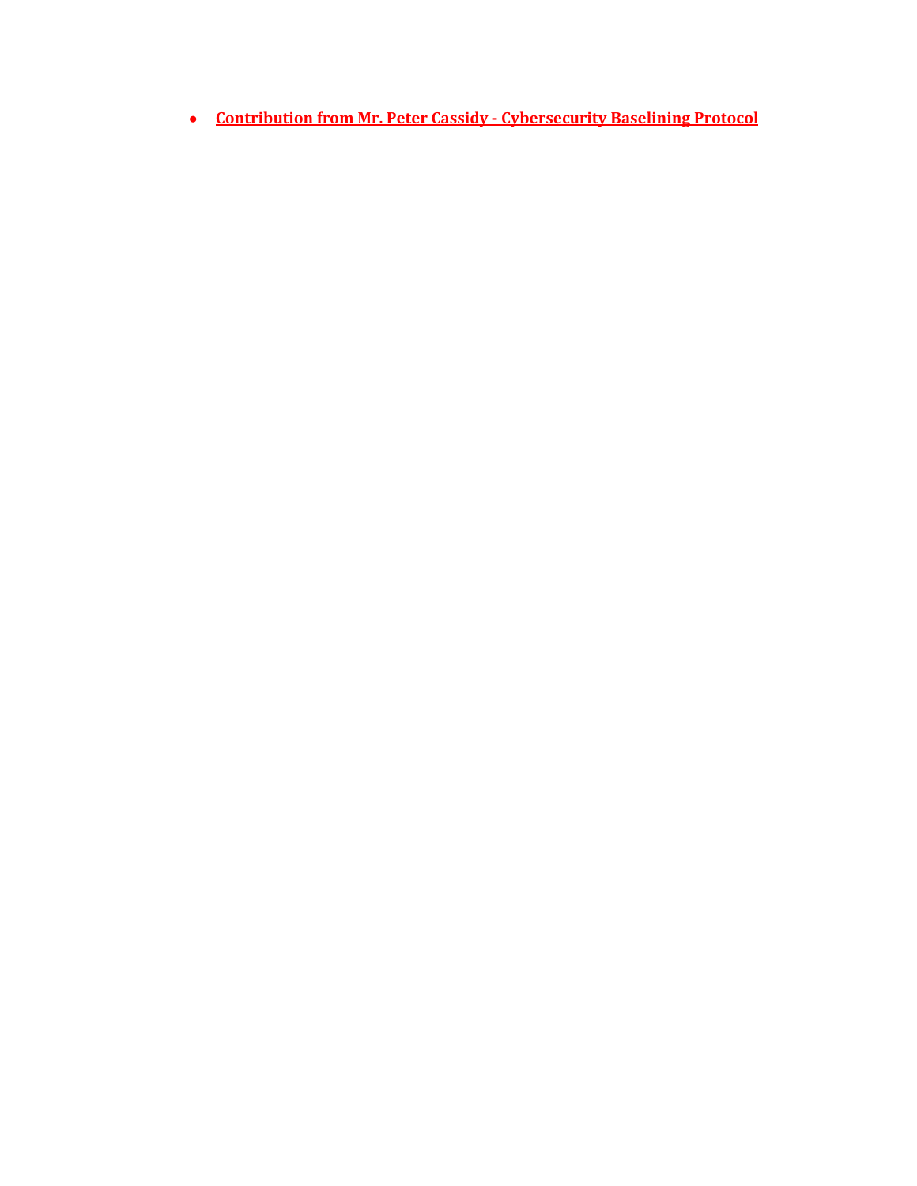- **Contribution from Mr. Peter Cassidy - Cybersecurity Baselining Protocol**